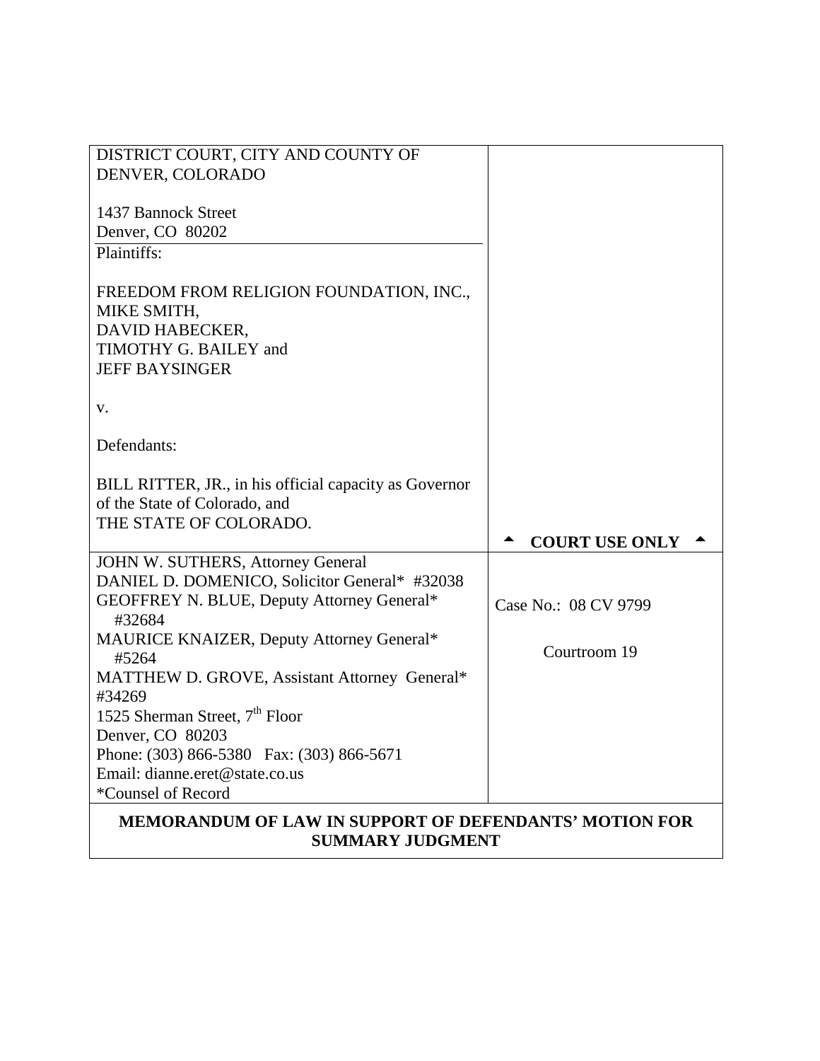| | |
|---|---|
| DISTRICT COURT, CITY AND COUNTY OF DENVER, COLORADO<br><br>1437 Bannock Street<br>Denver, CO 80202 | |
| Plaintiffs:<br><br>FREEDOM FROM RELIGION FOUNDATION, INC.,<br>MIKE SMITH,<br>DAVID HABECKER,<br>TIMOTHY G. BAILEY and<br>JEFF BAYSINGER<br><br>v.<br><br>Defendants:<br><br>BILL RITTER, JR., in his official capacity as Governor of the State of Colorado, and<br>THE STATE OF COLORADO. | ▲ **COURT USE ONLY** ▲ |
| JOHN W. SUTHERS, Attorney General<br>DANIEL D. DOMENICO, Solicitor General* #32038<br>GEOFFREY N. BLUE, Deputy Attorney General* #32684<br>MAURICE KNAIZER, Deputy Attorney General* #5264<br>MATTHEW D. GROVE, Assistant Attorney General* #34269<br>1525 Sherman Street, 7th Floor<br>Denver, CO 80203<br>Phone: (303) 866-5380 Fax: (303) 866-5671<br>Email: dianne.eret@state.co.us<br>*Counsel of Record | Case No.: 08 CV 9799<br><br>Courtroom 19 |

**MEMORANDUM OF LAW IN SUPPORT OF DEFENDANTS' MOTION FOR SUMMARY JUDGMENT**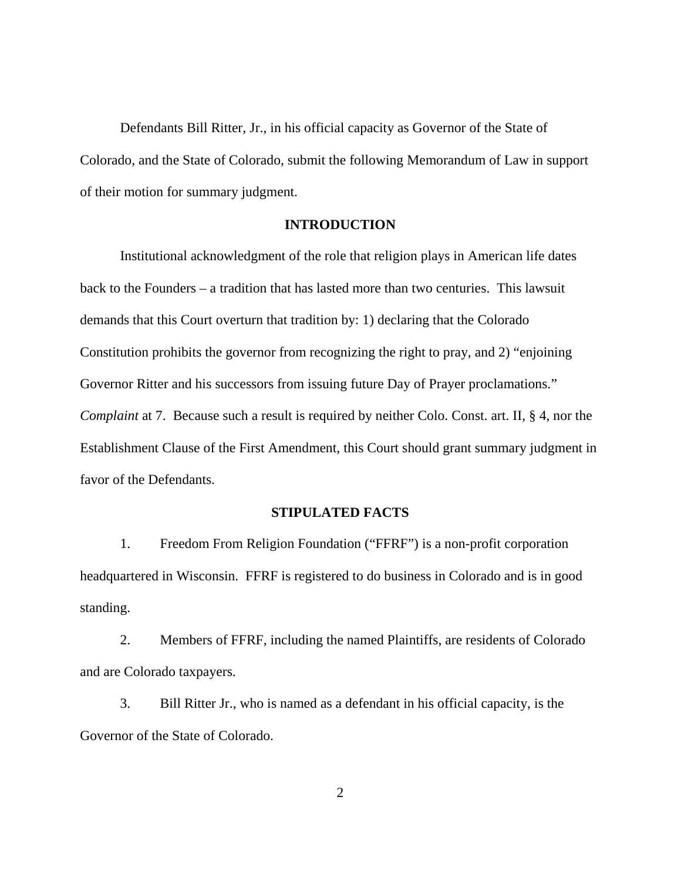Defendants Bill Ritter, Jr., in his official capacity as Governor of the State of Colorado, and the State of Colorado, submit the following Memorandum of Law in support of their motion for summary judgment.

## INTRODUCTION

Institutional acknowledgment of the role that religion plays in American life dates back to the Founders – a tradition that has lasted more than two centuries. This lawsuit demands that this Court overturn that tradition by: 1) declaring that the Colorado Constitution prohibits the governor from recognizing the right to pray, and 2) "enjoining Governor Ritter and his successors from issuing future Day of Prayer proclamations." *Complaint* at 7. Because such a result is required by neither Colo. Const. art. II, § 4, nor the Establishment Clause of the First Amendment, this Court should grant summary judgment in favor of the Defendants.

## STIPULATED FACTS

1. Freedom From Religion Foundation ("FFRF") is a non-profit corporation headquartered in Wisconsin. FFRF is registered to do business in Colorado and is in good standing.

2. Members of FFRF, including the named Plaintiffs, are residents of Colorado and are Colorado taxpayers.

3. Bill Ritter Jr., who is named as a defendant in his official capacity, is the Governor of the State of Colorado.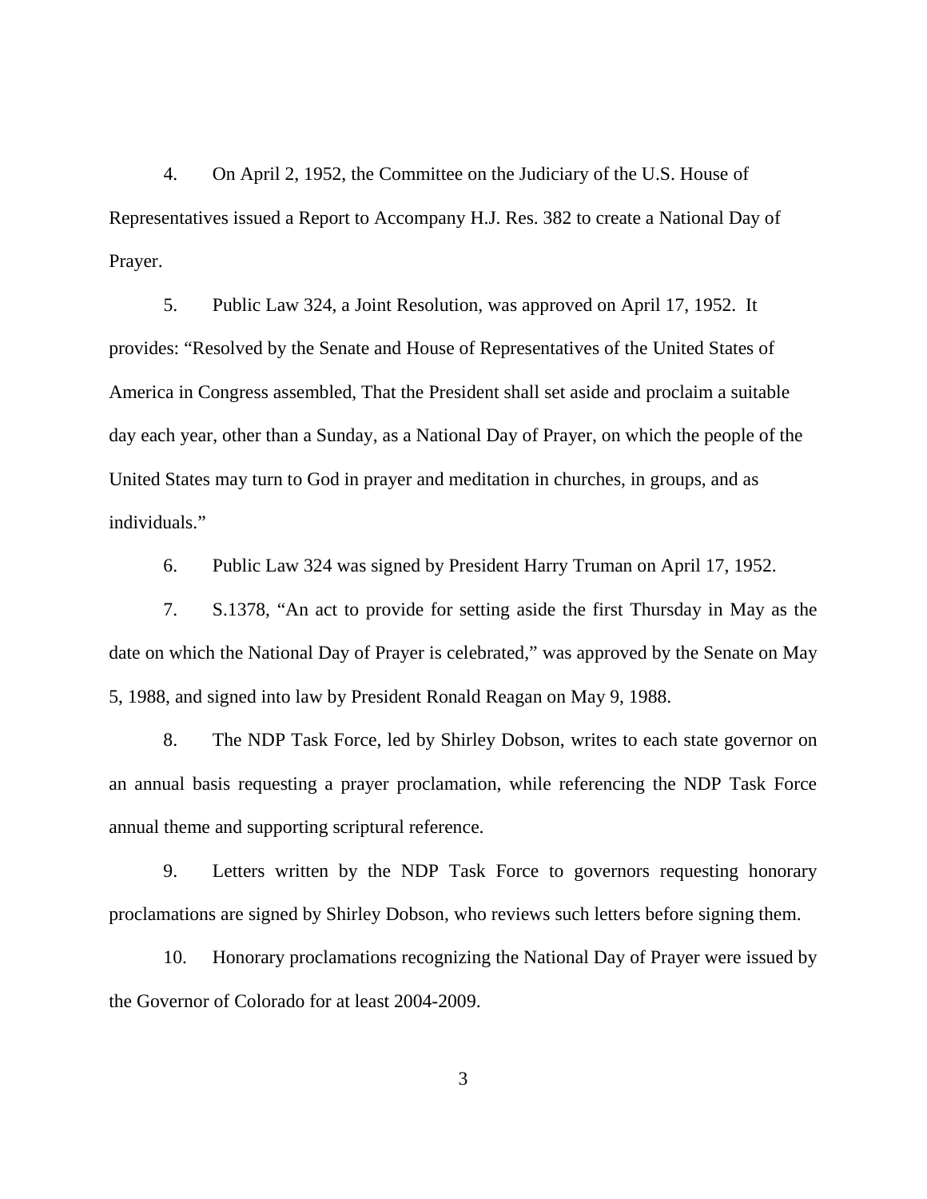4. On April 2, 1952, the Committee on the Judiciary of the U.S. House of Representatives issued a Report to Accompany H.J. Res. 382 to create a National Day of Prayer.

5. Public Law 324, a Joint Resolution, was approved on April 17, 1952. It provides: "Resolved by the Senate and House of Representatives of the United States of America in Congress assembled, That the President shall set aside and proclaim a suitable day each year, other than a Sunday, as a National Day of Prayer, on which the people of the United States may turn to God in prayer and meditation in churches, in groups, and as individuals."

6. Public Law 324 was signed by President Harry Truman on April 17, 1952.

7. S.1378, "An act to provide for setting aside the first Thursday in May as the date on which the National Day of Prayer is celebrated," was approved by the Senate on May 5, 1988, and signed into law by President Ronald Reagan on May 9, 1988.

8. The NDP Task Force, led by Shirley Dobson, writes to each state governor on an annual basis requesting a prayer proclamation, while referencing the NDP Task Force annual theme and supporting scriptural reference.

9. Letters written by the NDP Task Force to governors requesting honorary proclamations are signed by Shirley Dobson, who reviews such letters before signing them.

10. Honorary proclamations recognizing the National Day of Prayer were issued by the Governor of Colorado for at least 2004-2009.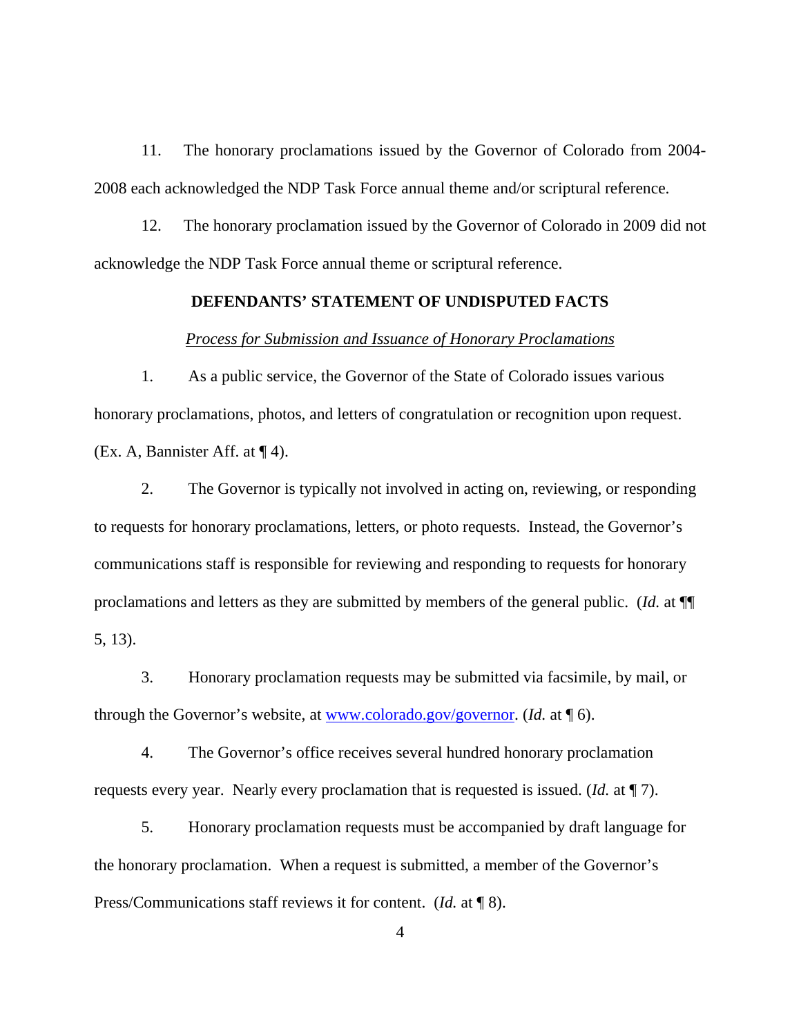11. The honorary proclamations issued by the Governor of Colorado from 2004-2008 each acknowledged the NDP Task Force annual theme and/or scriptural reference.

12. The honorary proclamation issued by the Governor of Colorado in 2009 did not acknowledge the NDP Task Force annual theme or scriptural reference.

**DEFENDANTS' STATEMENT OF UNDISPUTED FACTS**

*Process for Submission and Issuance of Honorary Proclamations*

1. As a public service, the Governor of the State of Colorado issues various honorary proclamations, photos, and letters of congratulation or recognition upon request. (Ex. A, Bannister Aff. at ¶ 4).

2. The Governor is typically not involved in acting on, reviewing, or responding to requests for honorary proclamations, letters, or photo requests. Instead, the Governor's communications staff is responsible for reviewing and responding to requests for honorary proclamations and letters as they are submitted by members of the general public. (*Id.* at ¶¶ 5, 13).

3. Honorary proclamation requests may be submitted via facsimile, by mail, or through the Governor's website, at www.colorado.gov/governor. (*Id.* at ¶ 6).

4. The Governor's office receives several hundred honorary proclamation requests every year. Nearly every proclamation that is requested is issued. (*Id.* at ¶ 7).

5. Honorary proclamation requests must be accompanied by draft language for the honorary proclamation. When a request is submitted, a member of the Governor's Press/Communications staff reviews it for content. (*Id.* at ¶ 8).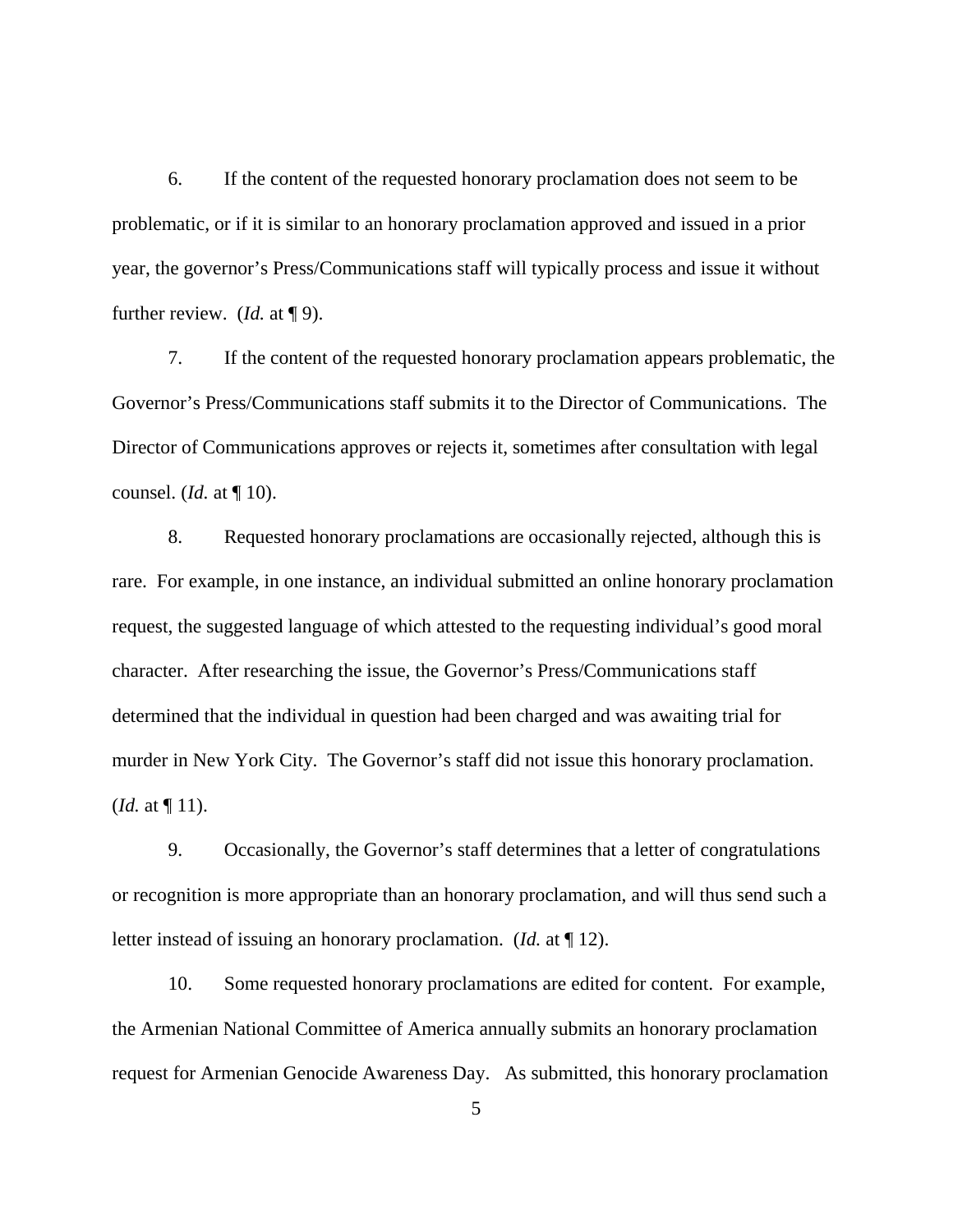6. If the content of the requested honorary proclamation does not seem to be problematic, or if it is similar to an honorary proclamation approved and issued in a prior year, the governor's Press/Communications staff will typically process and issue it without further review. (*Id.* at ¶ 9).

7. If the content of the requested honorary proclamation appears problematic, the Governor's Press/Communications staff submits it to the Director of Communications. The Director of Communications approves or rejects it, sometimes after consultation with legal counsel. (*Id.* at ¶ 10).

8. Requested honorary proclamations are occasionally rejected, although this is rare. For example, in one instance, an individual submitted an online honorary proclamation request, the suggested language of which attested to the requesting individual's good moral character. After researching the issue, the Governor's Press/Communications staff determined that the individual in question had been charged and was awaiting trial for murder in New York City. The Governor's staff did not issue this honorary proclamation. (*Id.* at ¶ 11).

9. Occasionally, the Governor's staff determines that a letter of congratulations or recognition is more appropriate than an honorary proclamation, and will thus send such a letter instead of issuing an honorary proclamation. (*Id.* at ¶ 12).

10. Some requested honorary proclamations are edited for content. For example, the Armenian National Committee of America annually submits an honorary proclamation request for Armenian Genocide Awareness Day. As submitted, this honorary proclamation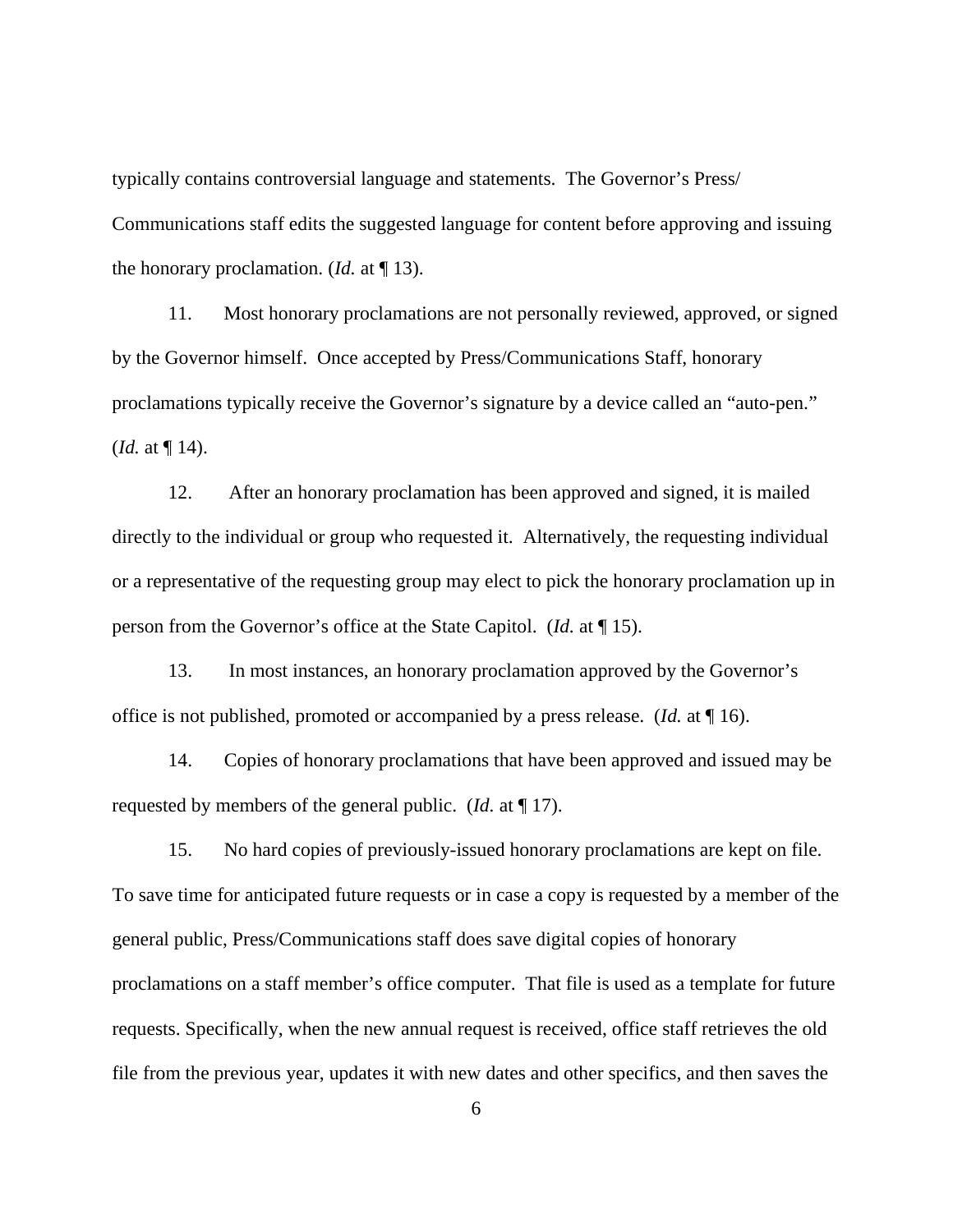typically contains controversial language and statements. The Governor's Press/ Communications staff edits the suggested language for content before approving and issuing the honorary proclamation. (*Id.* at ¶ 13).

11. Most honorary proclamations are not personally reviewed, approved, or signed by the Governor himself. Once accepted by Press/Communications Staff, honorary proclamations typically receive the Governor's signature by a device called an "auto-pen." (*Id.* at ¶ 14).

12. After an honorary proclamation has been approved and signed, it is mailed directly to the individual or group who requested it. Alternatively, the requesting individual or a representative of the requesting group may elect to pick the honorary proclamation up in person from the Governor's office at the State Capitol. (*Id.* at ¶ 15).

13. In most instances, an honorary proclamation approved by the Governor's office is not published, promoted or accompanied by a press release. (*Id.* at ¶ 16).

14. Copies of honorary proclamations that have been approved and issued may be requested by members of the general public. (*Id.* at ¶ 17).

15. No hard copies of previously-issued honorary proclamations are kept on file. To save time for anticipated future requests or in case a copy is requested by a member of the general public, Press/Communications staff does save digital copies of honorary proclamations on a staff member's office computer. That file is used as a template for future requests. Specifically, when the new annual request is received, office staff retrieves the old file from the previous year, updates it with new dates and other specifics, and then saves the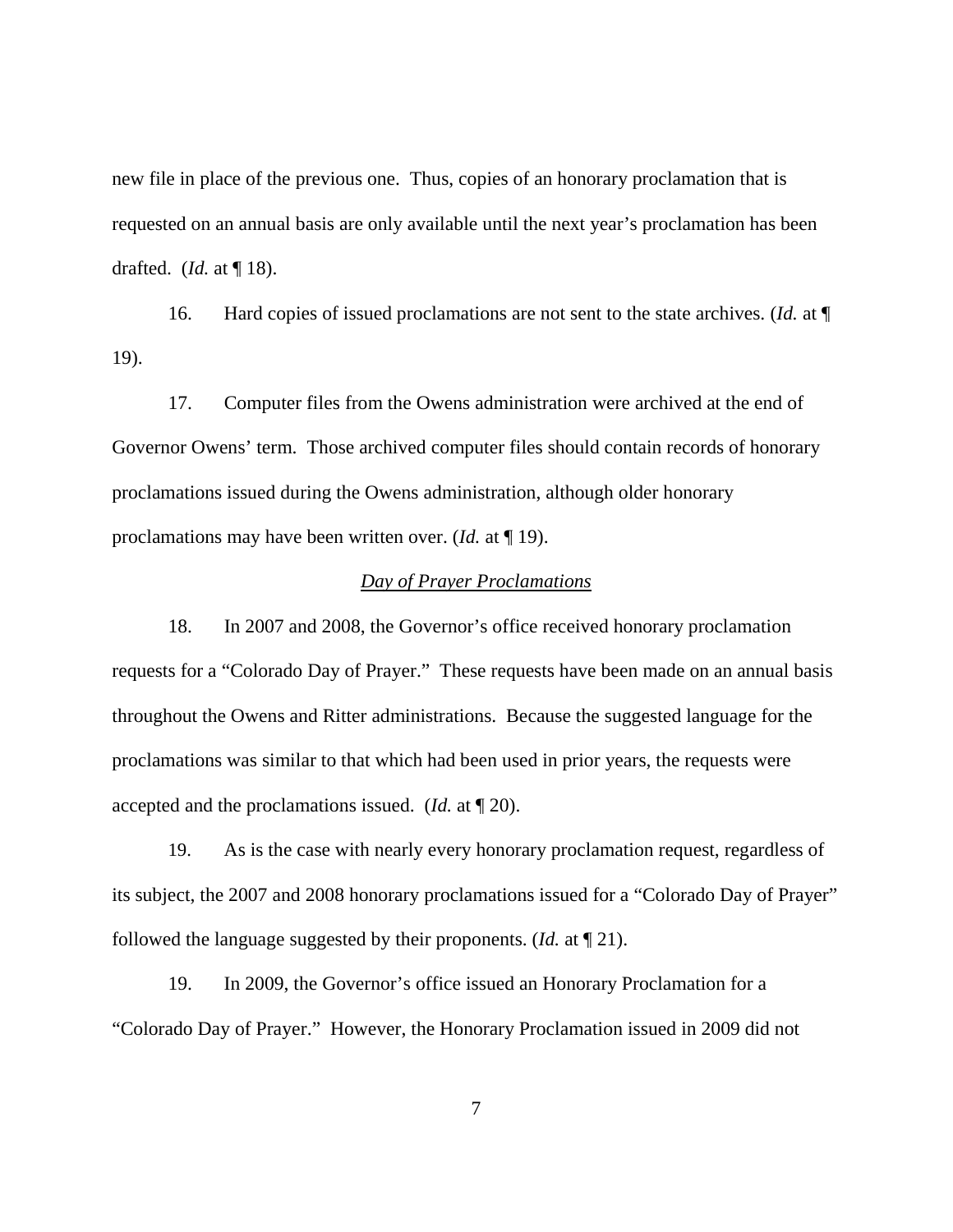new file in place of the previous one. Thus, copies of an honorary proclamation that is requested on an annual basis are only available until the next year's proclamation has been drafted. (*Id.* at ¶ 18).

16. Hard copies of issued proclamations are not sent to the state archives. (*Id.* at ¶ 19).

17. Computer files from the Owens administration were archived at the end of Governor Owens' term. Those archived computer files should contain records of honorary proclamations issued during the Owens administration, although older honorary proclamations may have been written over. (*Id.* at ¶ 19).

*Day of Prayer Proclamations*

18. In 2007 and 2008, the Governor's office received honorary proclamation requests for a "Colorado Day of Prayer." These requests have been made on an annual basis throughout the Owens and Ritter administrations. Because the suggested language for the proclamations was similar to that which had been used in prior years, the requests were accepted and the proclamations issued. (*Id.* at ¶ 20).

19. As is the case with nearly every honorary proclamation request, regardless of its subject, the 2007 and 2008 honorary proclamations issued for a "Colorado Day of Prayer" followed the language suggested by their proponents. (*Id.* at ¶ 21).

19. In 2009, the Governor's office issued an Honorary Proclamation for a "Colorado Day of Prayer." However, the Honorary Proclamation issued in 2009 did not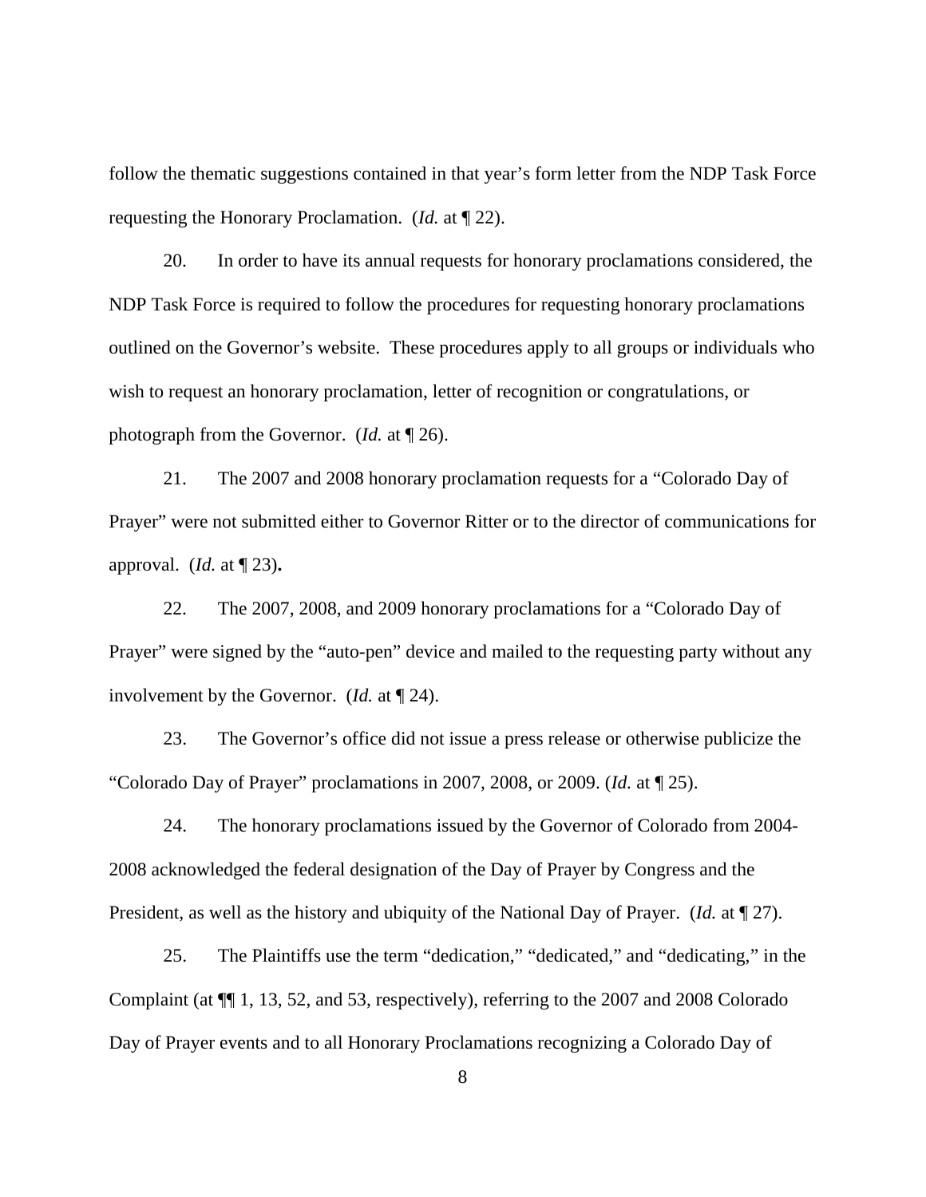follow the thematic suggestions contained in that year's form letter from the NDP Task Force requesting the Honorary Proclamation. (*Id.* at ¶ 22).

20. In order to have its annual requests for honorary proclamations considered, the NDP Task Force is required to follow the procedures for requesting honorary proclamations outlined on the Governor's website. These procedures apply to all groups or individuals who wish to request an honorary proclamation, letter of recognition or congratulations, or photograph from the Governor. (*Id.* at ¶ 26).

21. The 2007 and 2008 honorary proclamation requests for a "Colorado Day of Prayer" were not submitted either to Governor Ritter or to the director of communications for approval. (*Id.* at ¶ 23)**.**

22. The 2007, 2008, and 2009 honorary proclamations for a "Colorado Day of Prayer" were signed by the "auto-pen" device and mailed to the requesting party without any involvement by the Governor. (*Id.* at ¶ 24).

23. The Governor's office did not issue a press release or otherwise publicize the "Colorado Day of Prayer" proclamations in 2007, 2008, or 2009. (*Id.* at ¶ 25).

24. The honorary proclamations issued by the Governor of Colorado from 2004-2008 acknowledged the federal designation of the Day of Prayer by Congress and the President, as well as the history and ubiquity of the National Day of Prayer. (*Id.* at ¶ 27).

25. The Plaintiffs use the term "dedication," "dedicated," and "dedicating," in the Complaint (at ¶¶ 1, 13, 52, and 53, respectively), referring to the 2007 and 2008 Colorado Day of Prayer events and to all Honorary Proclamations recognizing a Colorado Day of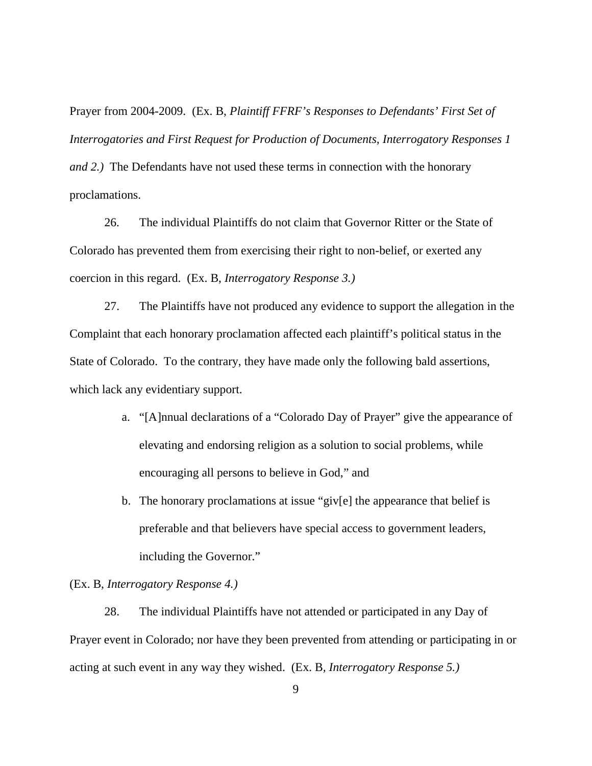Prayer from 2004-2009. (Ex. B, *Plaintiff FFRF's Responses to Defendants' First Set of Interrogatories and First Request for Production of Documents, Interrogatory Responses 1 and 2.)* The Defendants have not used these terms in connection with the honorary proclamations.

26. The individual Plaintiffs do not claim that Governor Ritter or the State of Colorado has prevented them from exercising their right to non-belief, or exerted any coercion in this regard. (Ex. B, *Interrogatory Response 3.)*

27. The Plaintiffs have not produced any evidence to support the allegation in the Complaint that each honorary proclamation affected each plaintiff's political status in the State of Colorado. To the contrary, they have made only the following bald assertions, which lack any evidentiary support.

a. "[A]nnual declarations of a "Colorado Day of Prayer" give the appearance of elevating and endorsing religion as a solution to social problems, while encouraging all persons to believe in God," and

b. The honorary proclamations at issue "giv[e] the appearance that belief is preferable and that believers have special access to government leaders, including the Governor."

(Ex. B, *Interrogatory Response 4.)*

28. The individual Plaintiffs have not attended or participated in any Day of Prayer event in Colorado; nor have they been prevented from attending or participating in or acting at such event in any way they wished. (Ex. B, *Interrogatory Response 5.)*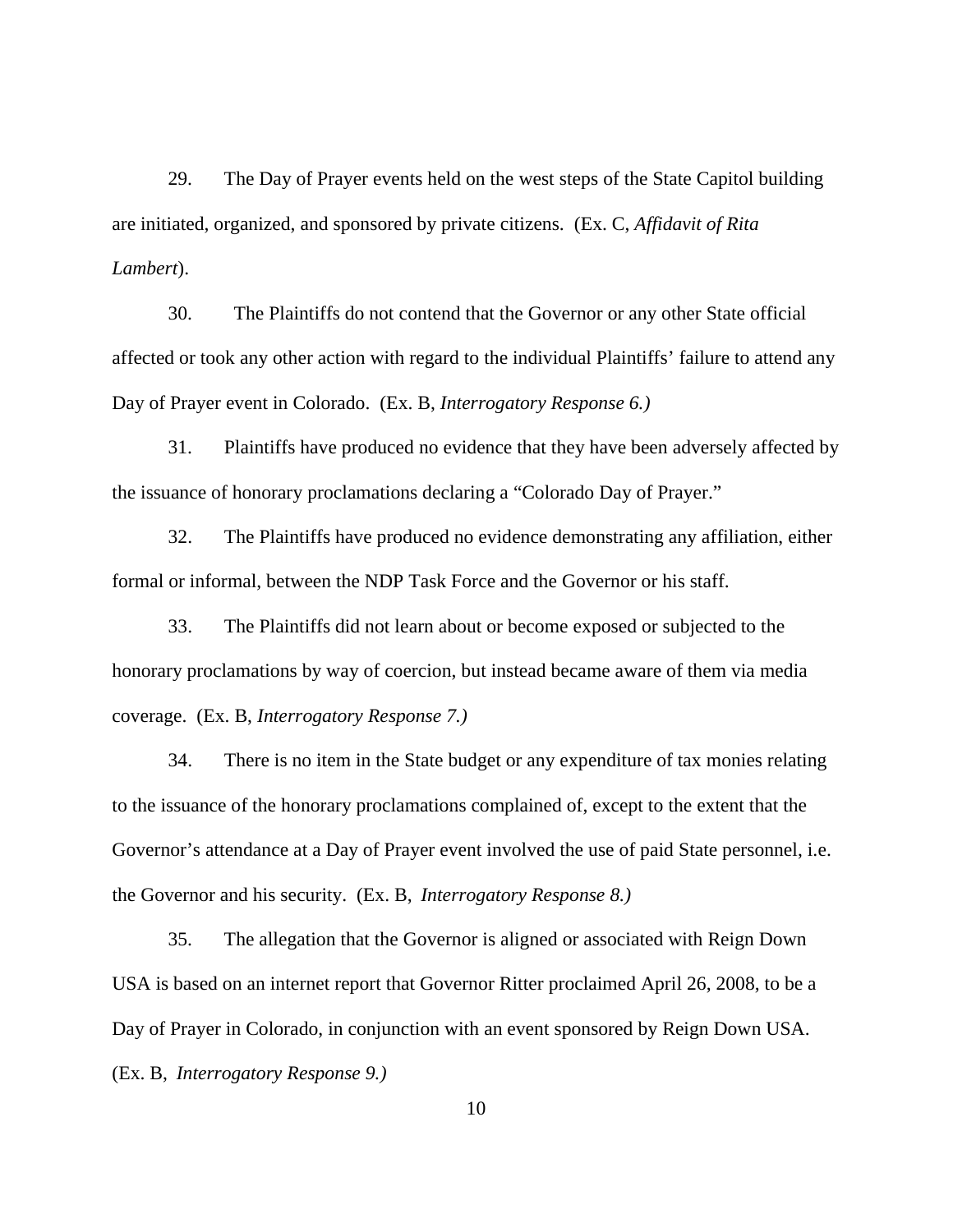29. The Day of Prayer events held on the west steps of the State Capitol building are initiated, organized, and sponsored by private citizens. (Ex. C, *Affidavit of Rita Lambert*).

30. The Plaintiffs do not contend that the Governor or any other State official affected or took any other action with regard to the individual Plaintiffs' failure to attend any Day of Prayer event in Colorado. (Ex. B, *Interrogatory Response 6.)*

31. Plaintiffs have produced no evidence that they have been adversely affected by the issuance of honorary proclamations declaring a "Colorado Day of Prayer."

32. The Plaintiffs have produced no evidence demonstrating any affiliation, either formal or informal, between the NDP Task Force and the Governor or his staff.

33. The Plaintiffs did not learn about or become exposed or subjected to the honorary proclamations by way of coercion, but instead became aware of them via media coverage. (Ex. B, *Interrogatory Response 7.)*

34. There is no item in the State budget or any expenditure of tax monies relating to the issuance of the honorary proclamations complained of, except to the extent that the Governor's attendance at a Day of Prayer event involved the use of paid State personnel, i.e. the Governor and his security. (Ex. B, *Interrogatory Response 8.)*

35. The allegation that the Governor is aligned or associated with Reign Down USA is based on an internet report that Governor Ritter proclaimed April 26, 2008, to be a Day of Prayer in Colorado, in conjunction with an event sponsored by Reign Down USA. (Ex. B, *Interrogatory Response 9.)*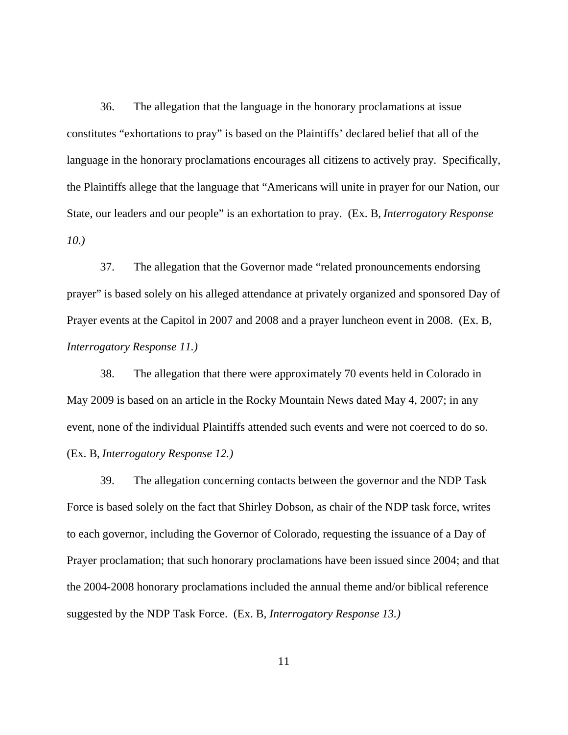36. The allegation that the language in the honorary proclamations at issue constitutes "exhortations to pray" is based on the Plaintiffs' declared belief that all of the language in the honorary proclamations encourages all citizens to actively pray. Specifically, the Plaintiffs allege that the language that "Americans will unite in prayer for our Nation, our State, our leaders and our people" is an exhortation to pray. (Ex. B, *Interrogatory Response 10.)*

37. The allegation that the Governor made "related pronouncements endorsing prayer" is based solely on his alleged attendance at privately organized and sponsored Day of Prayer events at the Capitol in 2007 and 2008 and a prayer luncheon event in 2008. (Ex. B, *Interrogatory Response 11.)*

38. The allegation that there were approximately 70 events held in Colorado in May 2009 is based on an article in the Rocky Mountain News dated May 4, 2007; in any event, none of the individual Plaintiffs attended such events and were not coerced to do so. (Ex. B, *Interrogatory Response 12.)*

39. The allegation concerning contacts between the governor and the NDP Task Force is based solely on the fact that Shirley Dobson, as chair of the NDP task force, writes to each governor, including the Governor of Colorado, requesting the issuance of a Day of Prayer proclamation; that such honorary proclamations have been issued since 2004; and that the 2004-2008 honorary proclamations included the annual theme and/or biblical reference suggested by the NDP Task Force. (Ex. B*, Interrogatory Response 13.)*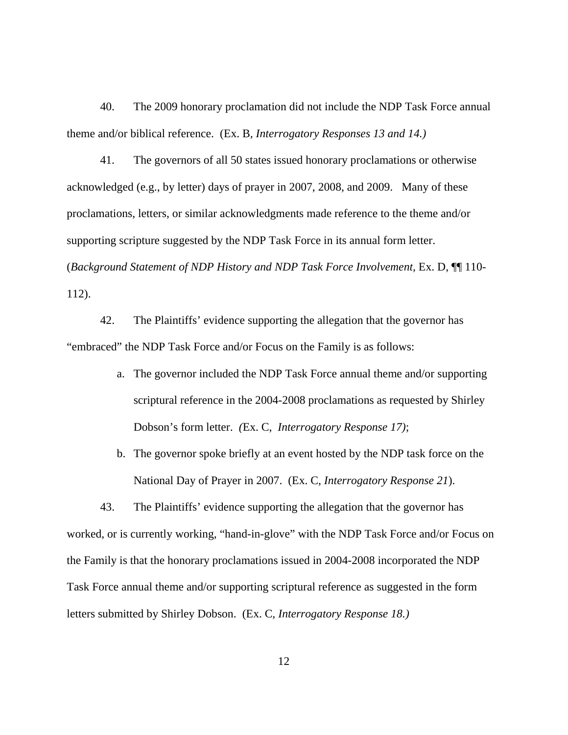40. The 2009 honorary proclamation did not include the NDP Task Force annual theme and/or biblical reference. (Ex. B, *Interrogatory Responses 13 and 14.)*

41. The governors of all 50 states issued honorary proclamations or otherwise acknowledged (e.g., by letter) days of prayer in 2007, 2008, and 2009. Many of these proclamations, letters, or similar acknowledgments made reference to the theme and/or supporting scripture suggested by the NDP Task Force in its annual form letter. (*Background Statement of NDP History and NDP Task Force Involvement,* Ex. D, ¶¶ 110-112).

42. The Plaintiffs' evidence supporting the allegation that the governor has "embraced" the NDP Task Force and/or Focus on the Family is as follows:

   a. The governor included the NDP Task Force annual theme and/or supporting scriptural reference in the 2004-2008 proclamations as requested by Shirley Dobson's form letter. *(*Ex. C, *Interrogatory Response 17)*;

   b. The governor spoke briefly at an event hosted by the NDP task force on the National Day of Prayer in 2007. (Ex. C, *Interrogatory Response 21*).

43. The Plaintiffs' evidence supporting the allegation that the governor has worked, or is currently working, "hand-in-glove" with the NDP Task Force and/or Focus on the Family is that the honorary proclamations issued in 2004-2008 incorporated the NDP Task Force annual theme and/or supporting scriptural reference as suggested in the form letters submitted by Shirley Dobson. (Ex. C, *Interrogatory Response 18.)*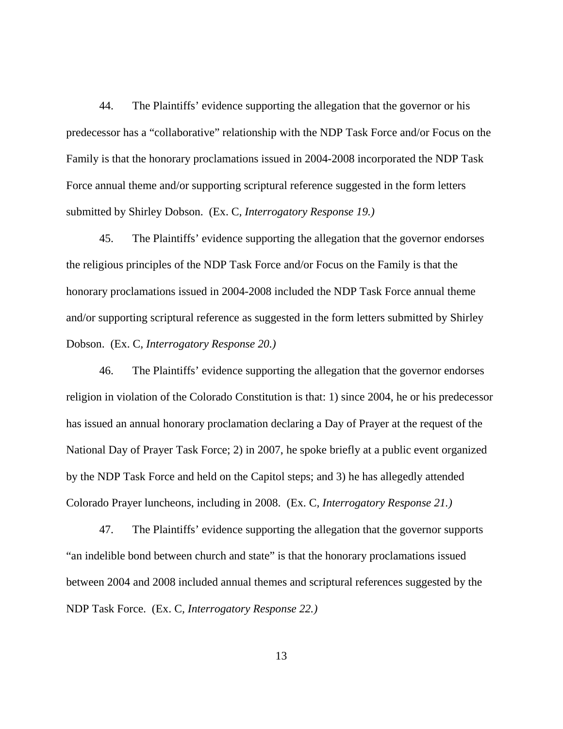44. The Plaintiffs' evidence supporting the allegation that the governor or his predecessor has a "collaborative" relationship with the NDP Task Force and/or Focus on the Family is that the honorary proclamations issued in 2004-2008 incorporated the NDP Task Force annual theme and/or supporting scriptural reference suggested in the form letters submitted by Shirley Dobson. (Ex. C, *Interrogatory Response 19.)*

45. The Plaintiffs' evidence supporting the allegation that the governor endorses the religious principles of the NDP Task Force and/or Focus on the Family is that the honorary proclamations issued in 2004-2008 included the NDP Task Force annual theme and/or supporting scriptural reference as suggested in the form letters submitted by Shirley Dobson. (Ex. C, *Interrogatory Response 20.)*

46. The Plaintiffs' evidence supporting the allegation that the governor endorses religion in violation of the Colorado Constitution is that: 1) since 2004, he or his predecessor has issued an annual honorary proclamation declaring a Day of Prayer at the request of the National Day of Prayer Task Force; 2) in 2007, he spoke briefly at a public event organized by the NDP Task Force and held on the Capitol steps; and 3) he has allegedly attended Colorado Prayer luncheons, including in 2008. (Ex. C, *Interrogatory Response 21.)*

47. The Plaintiffs' evidence supporting the allegation that the governor supports "an indelible bond between church and state" is that the honorary proclamations issued between 2004 and 2008 included annual themes and scriptural references suggested by the NDP Task Force. (Ex. C, *Interrogatory Response 22.)*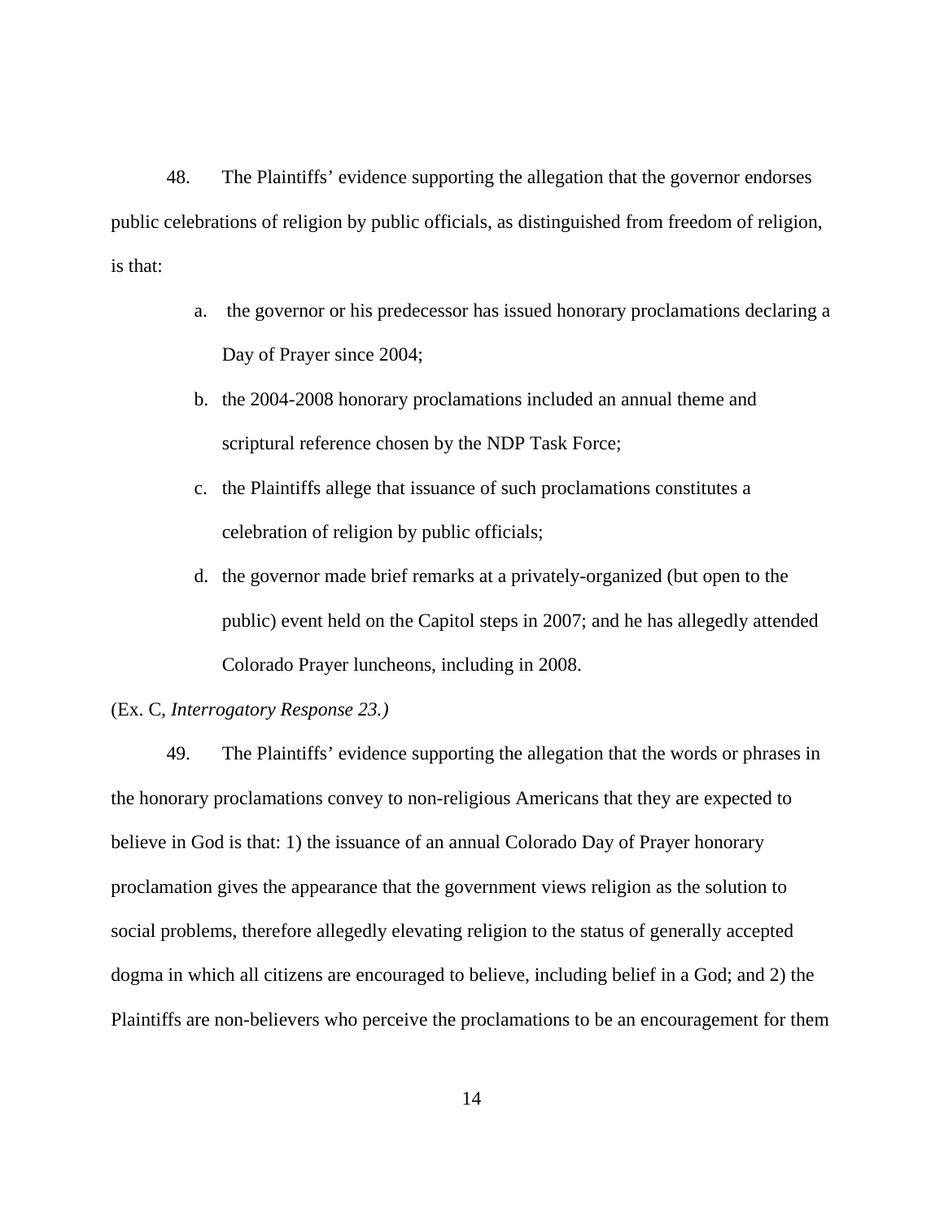48. The Plaintiffs' evidence supporting the allegation that the governor endorses public celebrations of religion by public officials, as distinguished from freedom of religion, is that:

a. the governor or his predecessor has issued honorary proclamations declaring a Day of Prayer since 2004;

b. the 2004-2008 honorary proclamations included an annual theme and scriptural reference chosen by the NDP Task Force;

c. the Plaintiffs allege that issuance of such proclamations constitutes a celebration of religion by public officials;

d. the governor made brief remarks at a privately-organized (but open to the public) event held on the Capitol steps in 2007; and he has allegedly attended Colorado Prayer luncheons, including in 2008.

(Ex. C, *Interrogatory Response 23.)*

49. The Plaintiffs' evidence supporting the allegation that the words or phrases in the honorary proclamations convey to non-religious Americans that they are expected to believe in God is that: 1) the issuance of an annual Colorado Day of Prayer honorary proclamation gives the appearance that the government views religion as the solution to social problems, therefore allegedly elevating religion to the status of generally accepted dogma in which all citizens are encouraged to believe, including belief in a God; and 2) the Plaintiffs are non-believers who perceive the proclamations to be an encouragement for them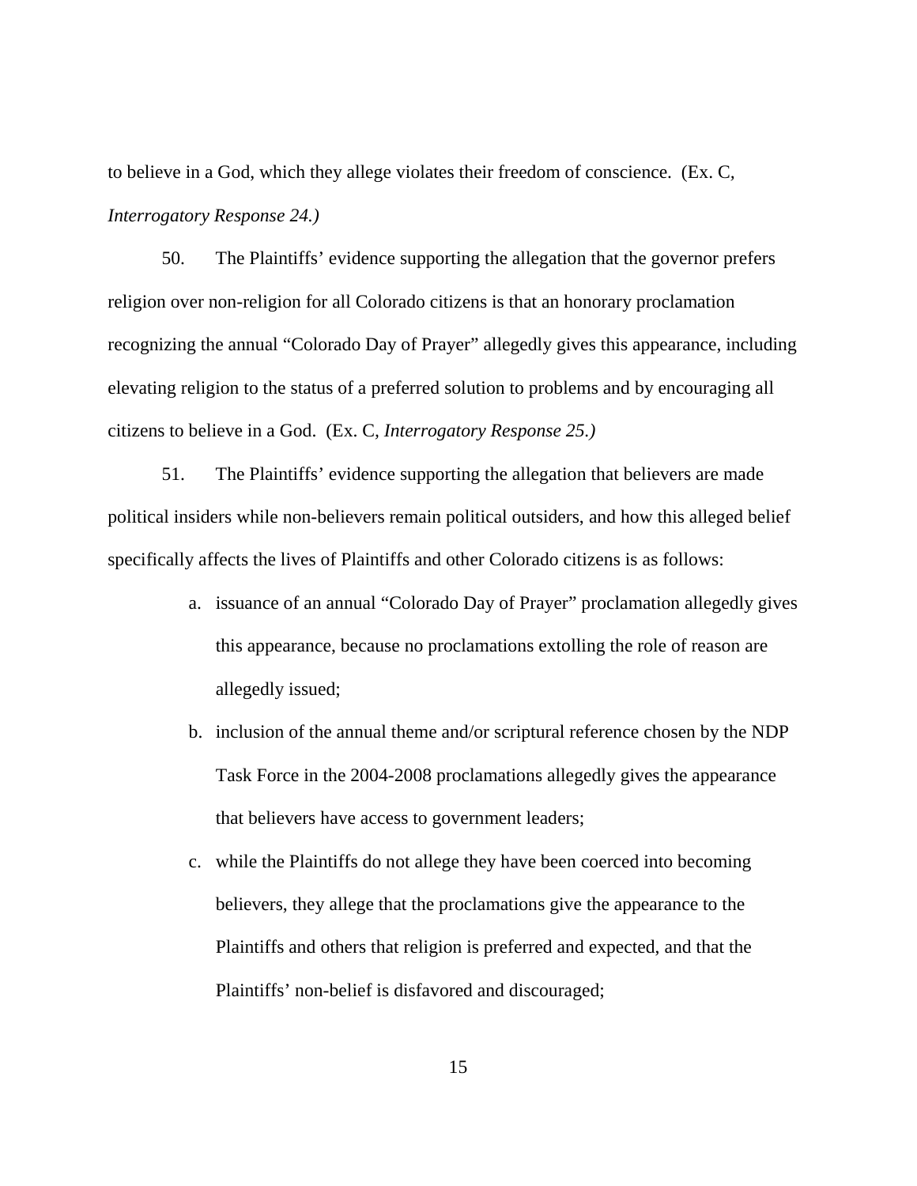to believe in a God, which they allege violates their freedom of conscience. (Ex. C, *Interrogatory Response 24.)*

50. The Plaintiffs' evidence supporting the allegation that the governor prefers religion over non-religion for all Colorado citizens is that an honorary proclamation recognizing the annual "Colorado Day of Prayer" allegedly gives this appearance, including elevating religion to the status of a preferred solution to problems and by encouraging all citizens to believe in a God. (Ex. C, *Interrogatory Response 25.)*

51. The Plaintiffs' evidence supporting the allegation that believers are made political insiders while non-believers remain political outsiders, and how this alleged belief specifically affects the lives of Plaintiffs and other Colorado citizens is as follows:

a. issuance of an annual "Colorado Day of Prayer" proclamation allegedly gives this appearance, because no proclamations extolling the role of reason are allegedly issued;

b. inclusion of the annual theme and/or scriptural reference chosen by the NDP Task Force in the 2004-2008 proclamations allegedly gives the appearance that believers have access to government leaders;

c. while the Plaintiffs do not allege they have been coerced into becoming believers, they allege that the proclamations give the appearance to the Plaintiffs and others that religion is preferred and expected, and that the Plaintiffs' non-belief is disfavored and discouraged;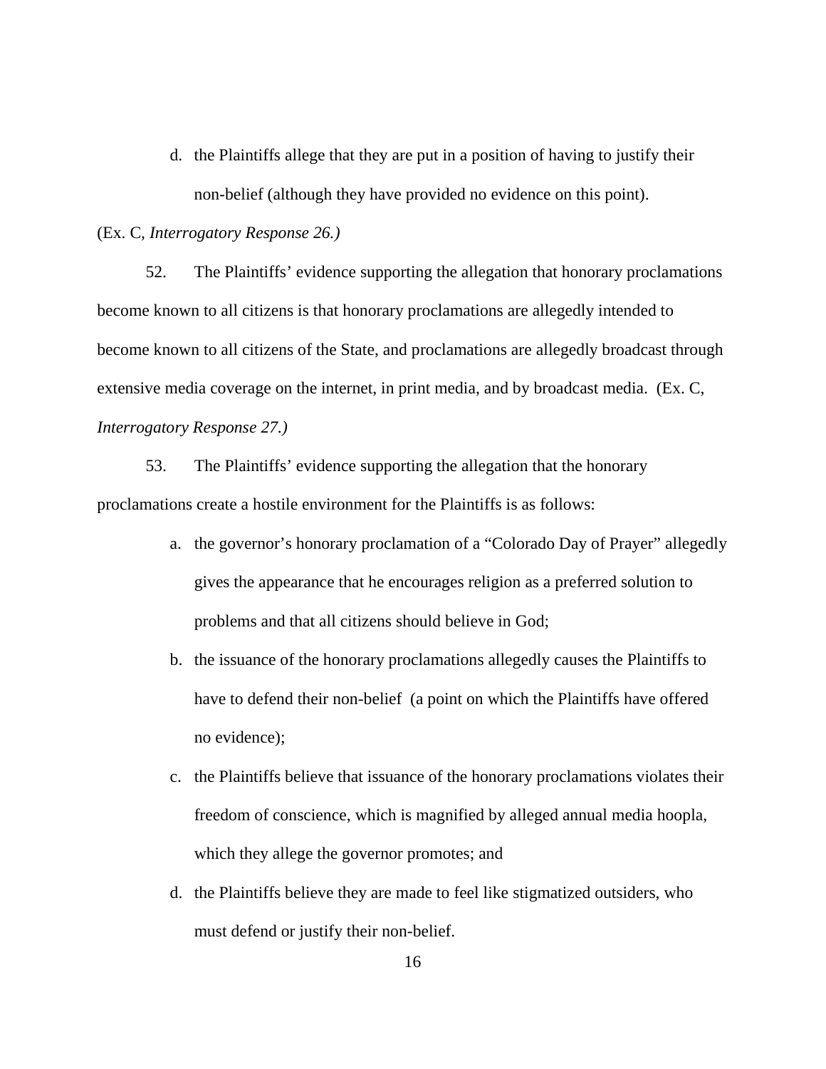d. the Plaintiffs allege that they are put in a position of having to justify their non-belief (although they have provided no evidence on this point).

(Ex. C, *Interrogatory Response 26.)*

52. The Plaintiffs' evidence supporting the allegation that honorary proclamations become known to all citizens is that honorary proclamations are allegedly intended to become known to all citizens of the State, and proclamations are allegedly broadcast through extensive media coverage on the internet, in print media, and by broadcast media. (Ex. C, *Interrogatory Response 27.)*

53. The Plaintiffs' evidence supporting the allegation that the honorary proclamations create a hostile environment for the Plaintiffs is as follows:

a. the governor's honorary proclamation of a "Colorado Day of Prayer" allegedly gives the appearance that he encourages religion as a preferred solution to problems and that all citizens should believe in God;

b. the issuance of the honorary proclamations allegedly causes the Plaintiffs to have to defend their non-belief (a point on which the Plaintiffs have offered no evidence);

c. the Plaintiffs believe that issuance of the honorary proclamations violates their freedom of conscience, which is magnified by alleged annual media hoopla, which they allege the governor promotes; and

d. the Plaintiffs believe they are made to feel like stigmatized outsiders, who must defend or justify their non-belief.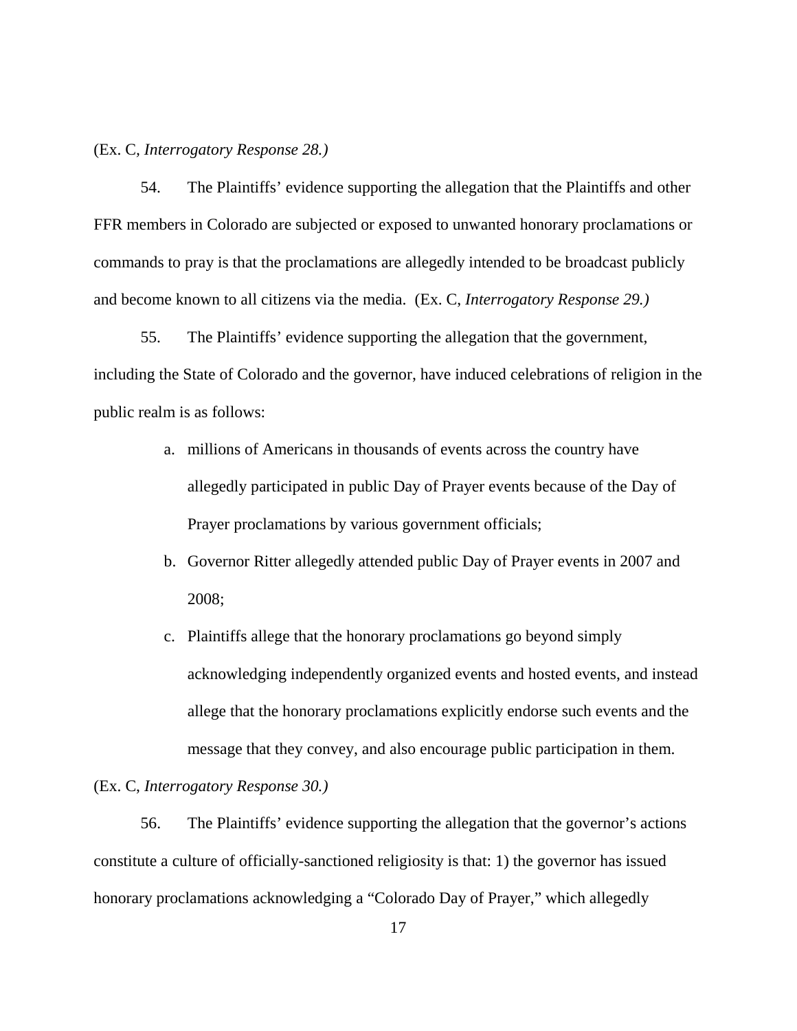(Ex. C, *Interrogatory Response 28.)*

54. The Plaintiffs' evidence supporting the allegation that the Plaintiffs and other FFR members in Colorado are subjected or exposed to unwanted honorary proclamations or commands to pray is that the proclamations are allegedly intended to be broadcast publicly and become known to all citizens via the media. (Ex. C, *Interrogatory Response 29.)*

55. The Plaintiffs' evidence supporting the allegation that the government, including the State of Colorado and the governor, have induced celebrations of religion in the public realm is as follows:

a. millions of Americans in thousands of events across the country have allegedly participated in public Day of Prayer events because of the Day of Prayer proclamations by various government officials;

b. Governor Ritter allegedly attended public Day of Prayer events in 2007 and 2008;

c. Plaintiffs allege that the honorary proclamations go beyond simply acknowledging independently organized events and hosted events, and instead allege that the honorary proclamations explicitly endorse such events and the message that they convey, and also encourage public participation in them.

(Ex. C, *Interrogatory Response 30.)*

56. The Plaintiffs' evidence supporting the allegation that the governor's actions constitute a culture of officially-sanctioned religiosity is that: 1) the governor has issued honorary proclamations acknowledging a "Colorado Day of Prayer," which allegedly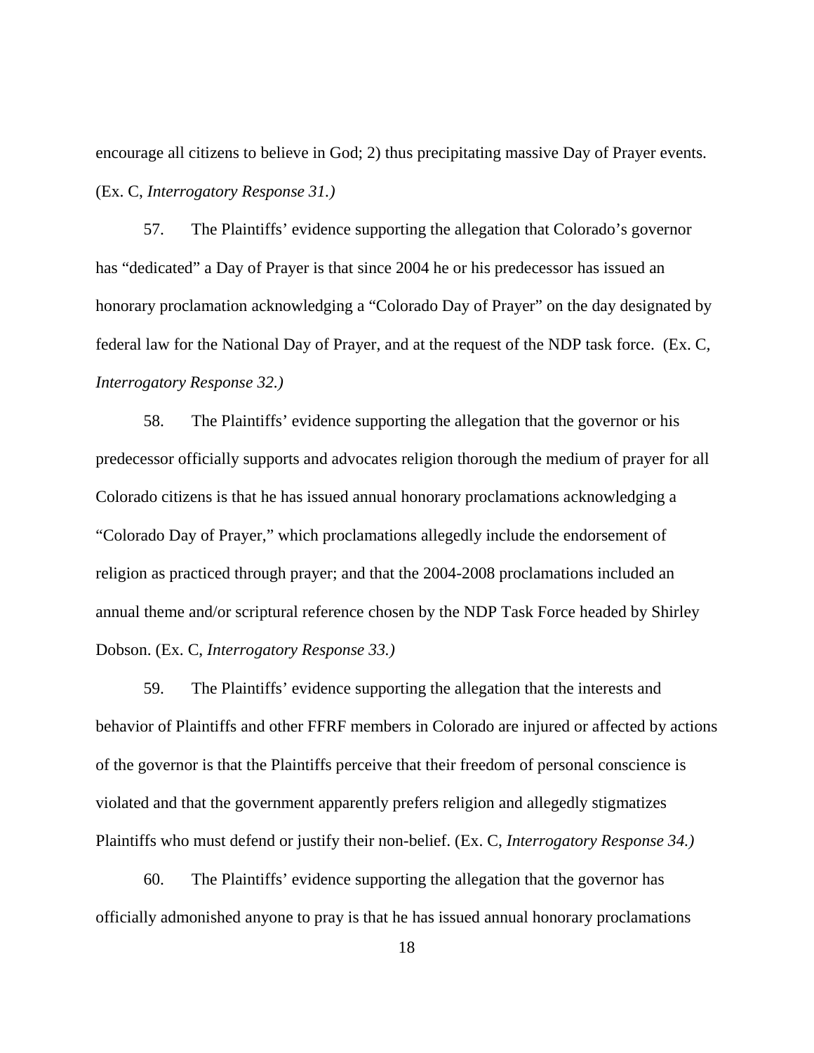encourage all citizens to believe in God; 2) thus precipitating massive Day of Prayer events. (Ex. C, *Interrogatory Response 31.)*

57. The Plaintiffs' evidence supporting the allegation that Colorado's governor has "dedicated" a Day of Prayer is that since 2004 he or his predecessor has issued an honorary proclamation acknowledging a "Colorado Day of Prayer" on the day designated by federal law for the National Day of Prayer, and at the request of the NDP task force. (Ex. C, *Interrogatory Response 32.)*

58. The Plaintiffs' evidence supporting the allegation that the governor or his predecessor officially supports and advocates religion thorough the medium of prayer for all Colorado citizens is that he has issued annual honorary proclamations acknowledging a "Colorado Day of Prayer," which proclamations allegedly include the endorsement of religion as practiced through prayer; and that the 2004-2008 proclamations included an annual theme and/or scriptural reference chosen by the NDP Task Force headed by Shirley Dobson. (Ex. C, *Interrogatory Response 33.)*

59. The Plaintiffs' evidence supporting the allegation that the interests and behavior of Plaintiffs and other FFRF members in Colorado are injured or affected by actions of the governor is that the Plaintiffs perceive that their freedom of personal conscience is violated and that the government apparently prefers religion and allegedly stigmatizes Plaintiffs who must defend or justify their non-belief. (Ex. C, *Interrogatory Response 34.)*

60. The Plaintiffs' evidence supporting the allegation that the governor has officially admonished anyone to pray is that he has issued annual honorary proclamations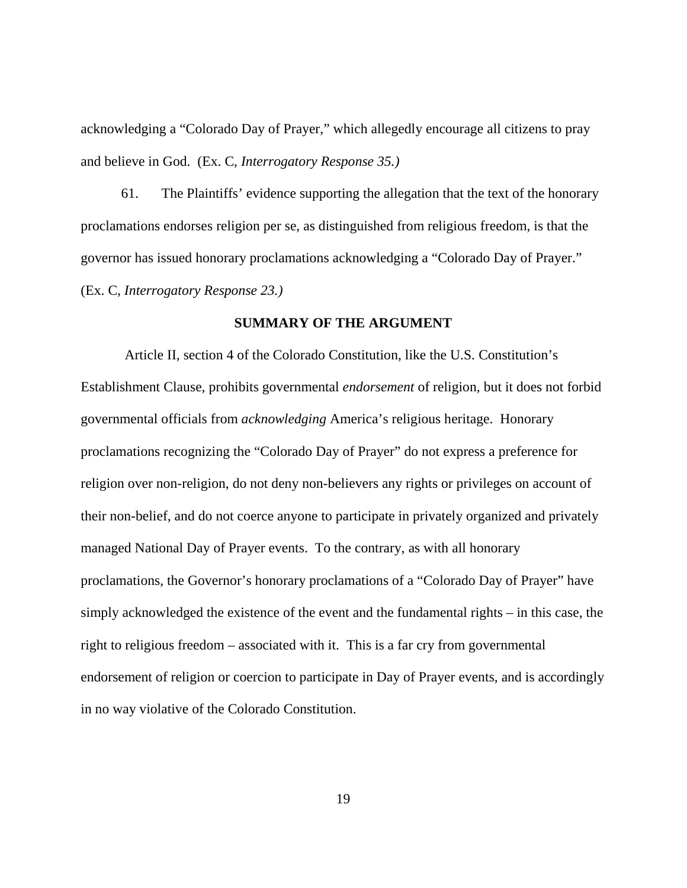acknowledging a "Colorado Day of Prayer," which allegedly encourage all citizens to pray and believe in God. (Ex. C, *Interrogatory Response 35.)*

61. The Plaintiffs' evidence supporting the allegation that the text of the honorary proclamations endorses religion per se, as distinguished from religious freedom, is that the governor has issued honorary proclamations acknowledging a "Colorado Day of Prayer." (Ex. C, *Interrogatory Response 23.)*

## SUMMARY OF THE ARGUMENT

Article II, section 4 of the Colorado Constitution, like the U.S. Constitution's Establishment Clause, prohibits governmental *endorsement* of religion, but it does not forbid governmental officials from *acknowledging* America's religious heritage. Honorary proclamations recognizing the "Colorado Day of Prayer" do not express a preference for religion over non-religion, do not deny non-believers any rights or privileges on account of their non-belief, and do not coerce anyone to participate in privately organized and privately managed National Day of Prayer events. To the contrary, as with all honorary proclamations, the Governor's honorary proclamations of a "Colorado Day of Prayer" have simply acknowledged the existence of the event and the fundamental rights – in this case, the right to religious freedom – associated with it. This is a far cry from governmental endorsement of religion or coercion to participate in Day of Prayer events, and is accordingly in no way violative of the Colorado Constitution.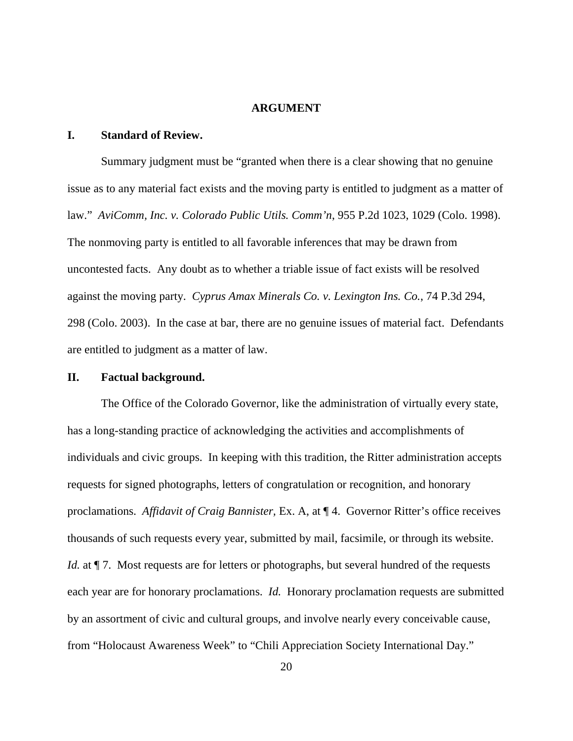## ARGUMENT

### I. Standard of Review.

Summary judgment must be "granted when there is a clear showing that no genuine issue as to any material fact exists and the moving party is entitled to judgment as a matter of law." *AviComm, Inc. v. Colorado Public Utils. Comm'n*, 955 P.2d 1023, 1029 (Colo. 1998). The nonmoving party is entitled to all favorable inferences that may be drawn from uncontested facts. Any doubt as to whether a triable issue of fact exists will be resolved against the moving party. *Cyprus Amax Minerals Co. v. Lexington Ins. Co.*, 74 P.3d 294, 298 (Colo. 2003). In the case at bar, there are no genuine issues of material fact. Defendants are entitled to judgment as a matter of law.

### II. Factual background.

The Office of the Colorado Governor, like the administration of virtually every state, has a long-standing practice of acknowledging the activities and accomplishments of individuals and civic groups. In keeping with this tradition, the Ritter administration accepts requests for signed photographs, letters of congratulation or recognition, and honorary proclamations. *Affidavit of Craig Bannister,* Ex. A, at ¶ 4. Governor Ritter's office receives thousands of such requests every year, submitted by mail, facsimile, or through its website. *Id.* at ¶ 7. Most requests are for letters or photographs, but several hundred of the requests each year are for honorary proclamations. *Id.* Honorary proclamation requests are submitted by an assortment of civic and cultural groups, and involve nearly every conceivable cause, from "Holocaust Awareness Week" to "Chili Appreciation Society International Day."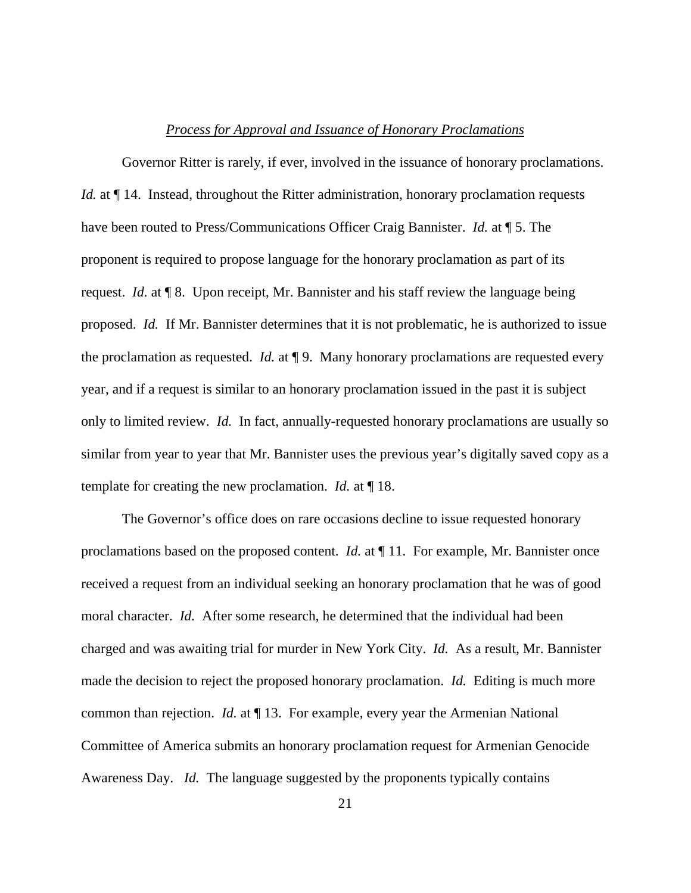*Process for Approval and Issuance of Honorary Proclamations*

Governor Ritter is rarely, if ever, involved in the issuance of honorary proclamations. *Id.* at ¶ 14. Instead, throughout the Ritter administration, honorary proclamation requests have been routed to Press/Communications Officer Craig Bannister. *Id.* at ¶ 5. The proponent is required to propose language for the honorary proclamation as part of its request. *Id.* at ¶ 8. Upon receipt, Mr. Bannister and his staff review the language being proposed. *Id.* If Mr. Bannister determines that it is not problematic, he is authorized to issue the proclamation as requested. *Id.* at ¶ 9. Many honorary proclamations are requested every year, and if a request is similar to an honorary proclamation issued in the past it is subject only to limited review. *Id.* In fact, annually-requested honorary proclamations are usually so similar from year to year that Mr. Bannister uses the previous year's digitally saved copy as a template for creating the new proclamation. *Id.* at ¶ 18.

The Governor's office does on rare occasions decline to issue requested honorary proclamations based on the proposed content. *Id.* at ¶ 11. For example, Mr. Bannister once received a request from an individual seeking an honorary proclamation that he was of good moral character. *Id.* After some research, he determined that the individual had been charged and was awaiting trial for murder in New York City. *Id.* As a result, Mr. Bannister made the decision to reject the proposed honorary proclamation. *Id.* Editing is much more common than rejection. *Id.* at ¶ 13. For example, every year the Armenian National Committee of America submits an honorary proclamation request for Armenian Genocide Awareness Day. *Id.* The language suggested by the proponents typically contains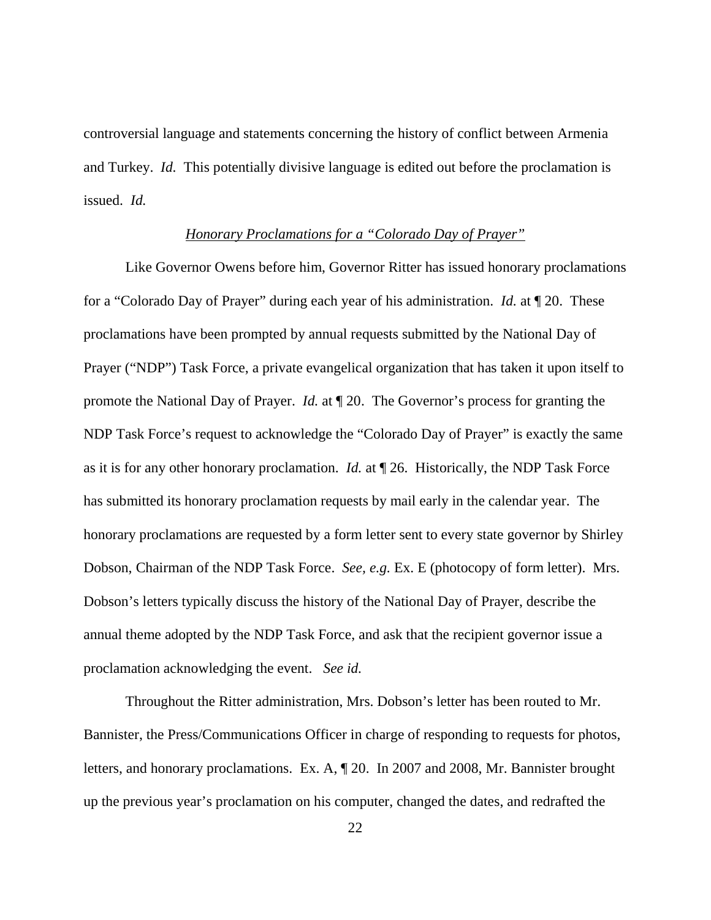controversial language and statements concerning the history of conflict between Armenia and Turkey. *Id.* This potentially divisive language is edited out before the proclamation is issued. *Id.*

*Honorary Proclamations for a "Colorado Day of Prayer"*

Like Governor Owens before him, Governor Ritter has issued honorary proclamations for a "Colorado Day of Prayer" during each year of his administration. *Id.* at ¶ 20. These proclamations have been prompted by annual requests submitted by the National Day of Prayer ("NDP") Task Force, a private evangelical organization that has taken it upon itself to promote the National Day of Prayer. *Id.* at ¶ 20. The Governor's process for granting the NDP Task Force's request to acknowledge the "Colorado Day of Prayer" is exactly the same as it is for any other honorary proclamation. *Id.* at ¶ 26. Historically, the NDP Task Force has submitted its honorary proclamation requests by mail early in the calendar year. The honorary proclamations are requested by a form letter sent to every state governor by Shirley Dobson, Chairman of the NDP Task Force. *See, e.g.* Ex. E (photocopy of form letter). Mrs. Dobson's letters typically discuss the history of the National Day of Prayer, describe the annual theme adopted by the NDP Task Force, and ask that the recipient governor issue a proclamation acknowledging the event. *See id.*

Throughout the Ritter administration, Mrs. Dobson's letter has been routed to Mr. Bannister, the Press/Communications Officer in charge of responding to requests for photos, letters, and honorary proclamations. Ex. A, ¶ 20. In 2007 and 2008, Mr. Bannister brought up the previous year's proclamation on his computer, changed the dates, and redrafted the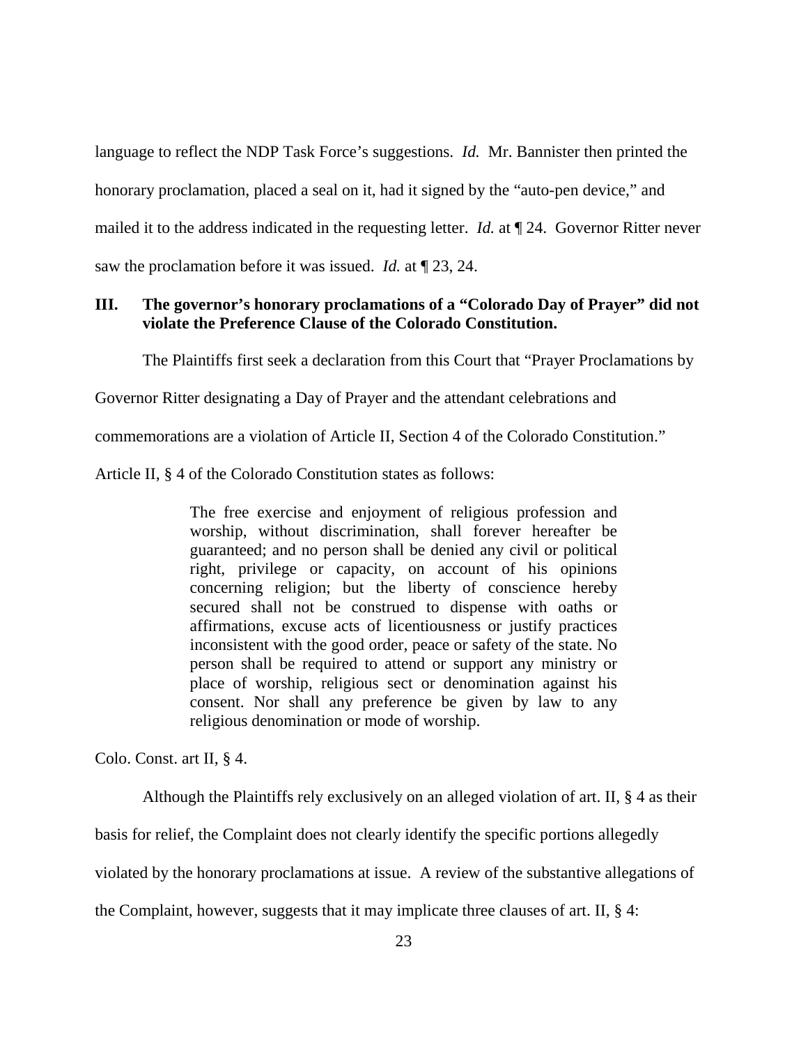language to reflect the NDP Task Force's suggestions. *Id.* Mr. Bannister then printed the honorary proclamation, placed a seal on it, had it signed by the "auto-pen device," and mailed it to the address indicated in the requesting letter. *Id.* at ¶ 24. Governor Ritter never saw the proclamation before it was issued. *Id.* at ¶ 23, 24.

## III. The governor's honorary proclamations of a "Colorado Day of Prayer" did not violate the Preference Clause of the Colorado Constitution.

The Plaintiffs first seek a declaration from this Court that "Prayer Proclamations by Governor Ritter designating a Day of Prayer and the attendant celebrations and commemorations are a violation of Article II, Section 4 of the Colorado Constitution." Article II, § 4 of the Colorado Constitution states as follows:

> The free exercise and enjoyment of religious profession and worship, without discrimination, shall forever hereafter be guaranteed; and no person shall be denied any civil or political right, privilege or capacity, on account of his opinions concerning religion; but the liberty of conscience hereby secured shall not be construed to dispense with oaths or affirmations, excuse acts of licentiousness or justify practices inconsistent with the good order, peace or safety of the state. No person shall be required to attend or support any ministry or place of worship, religious sect or denomination against his consent. Nor shall any preference be given by law to any religious denomination or mode of worship.

Colo. Const. art II, § 4.

Although the Plaintiffs rely exclusively on an alleged violation of art. II, § 4 as their basis for relief, the Complaint does not clearly identify the specific portions allegedly violated by the honorary proclamations at issue. A review of the substantive allegations of the Complaint, however, suggests that it may implicate three clauses of art. II, § 4: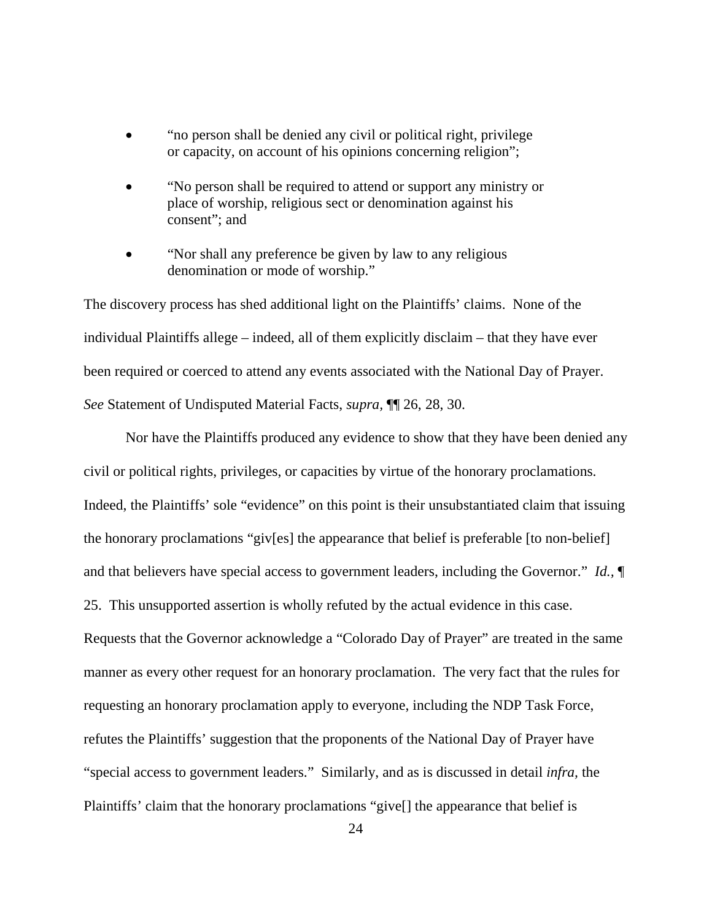- "no person shall be denied any civil or political right, privilege or capacity, on account of his opinions concerning religion";

- "No person shall be required to attend or support any ministry or place of worship, religious sect or denomination against his consent"; and

- "Nor shall any preference be given by law to any religious denomination or mode of worship."

The discovery process has shed additional light on the Plaintiffs' claims. None of the individual Plaintiffs allege – indeed, all of them explicitly disclaim – that they have ever been required or coerced to attend any events associated with the National Day of Prayer. *See* Statement of Undisputed Material Facts, *supra*, ¶¶ 26, 28, 30.

Nor have the Plaintiffs produced any evidence to show that they have been denied any civil or political rights, privileges, or capacities by virtue of the honorary proclamations. Indeed, the Plaintiffs' sole "evidence" on this point is their unsubstantiated claim that issuing the honorary proclamations "giv[es] the appearance that belief is preferable [to non-belief] and that believers have special access to government leaders, including the Governor." *Id.*, ¶ 25. This unsupported assertion is wholly refuted by the actual evidence in this case. Requests that the Governor acknowledge a "Colorado Day of Prayer" are treated in the same manner as every other request for an honorary proclamation. The very fact that the rules for requesting an honorary proclamation apply to everyone, including the NDP Task Force, refutes the Plaintiffs' suggestion that the proponents of the National Day of Prayer have "special access to government leaders." Similarly, and as is discussed in detail *infra*, the Plaintiffs' claim that the honorary proclamations "give[] the appearance that belief is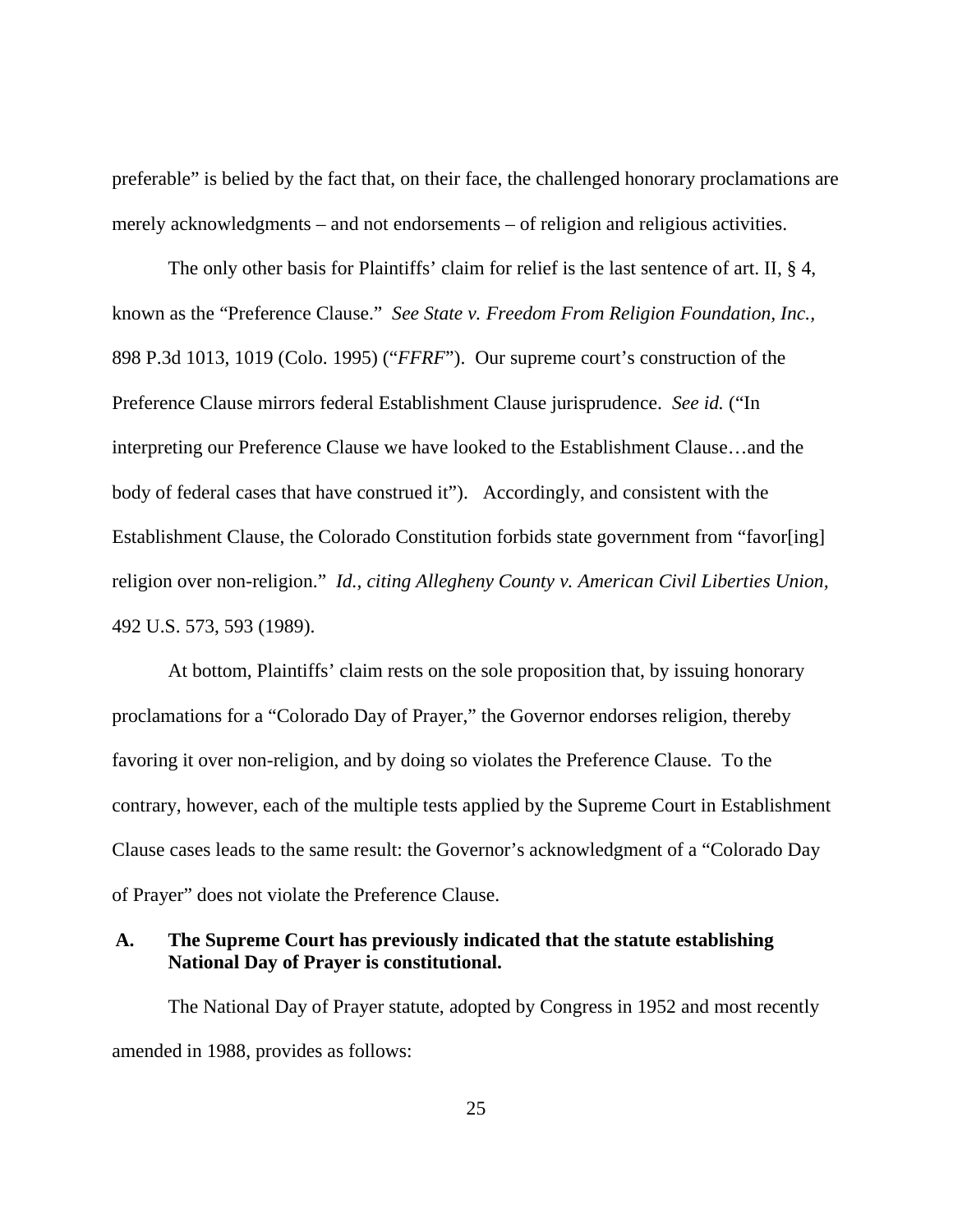preferable" is belied by the fact that, on their face, the challenged honorary proclamations are merely acknowledgments – and not endorsements – of religion and religious activities.

The only other basis for Plaintiffs' claim for relief is the last sentence of art. II, § 4, known as the "Preference Clause." *See State v. Freedom From Religion Foundation, Inc.*, 898 P.3d 1013, 1019 (Colo. 1995) ("*FFRF*"). Our supreme court's construction of the Preference Clause mirrors federal Establishment Clause jurisprudence. *See id.* ("In interpreting our Preference Clause we have looked to the Establishment Clause…and the body of federal cases that have construed it"). Accordingly, and consistent with the Establishment Clause, the Colorado Constitution forbids state government from "favor[ing] religion over non-religion." *Id., citing Allegheny County v. American Civil Liberties Union,* 492 U.S. 573, 593 (1989).

At bottom, Plaintiffs' claim rests on the sole proposition that, by issuing honorary proclamations for a "Colorado Day of Prayer," the Governor endorses religion, thereby favoring it over non-religion, and by doing so violates the Preference Clause. To the contrary, however, each of the multiple tests applied by the Supreme Court in Establishment Clause cases leads to the same result: the Governor's acknowledgment of a "Colorado Day of Prayer" does not violate the Preference Clause.

### A. The Supreme Court has previously indicated that the statute establishing National Day of Prayer is constitutional.

The National Day of Prayer statute, adopted by Congress in 1952 and most recently amended in 1988, provides as follows: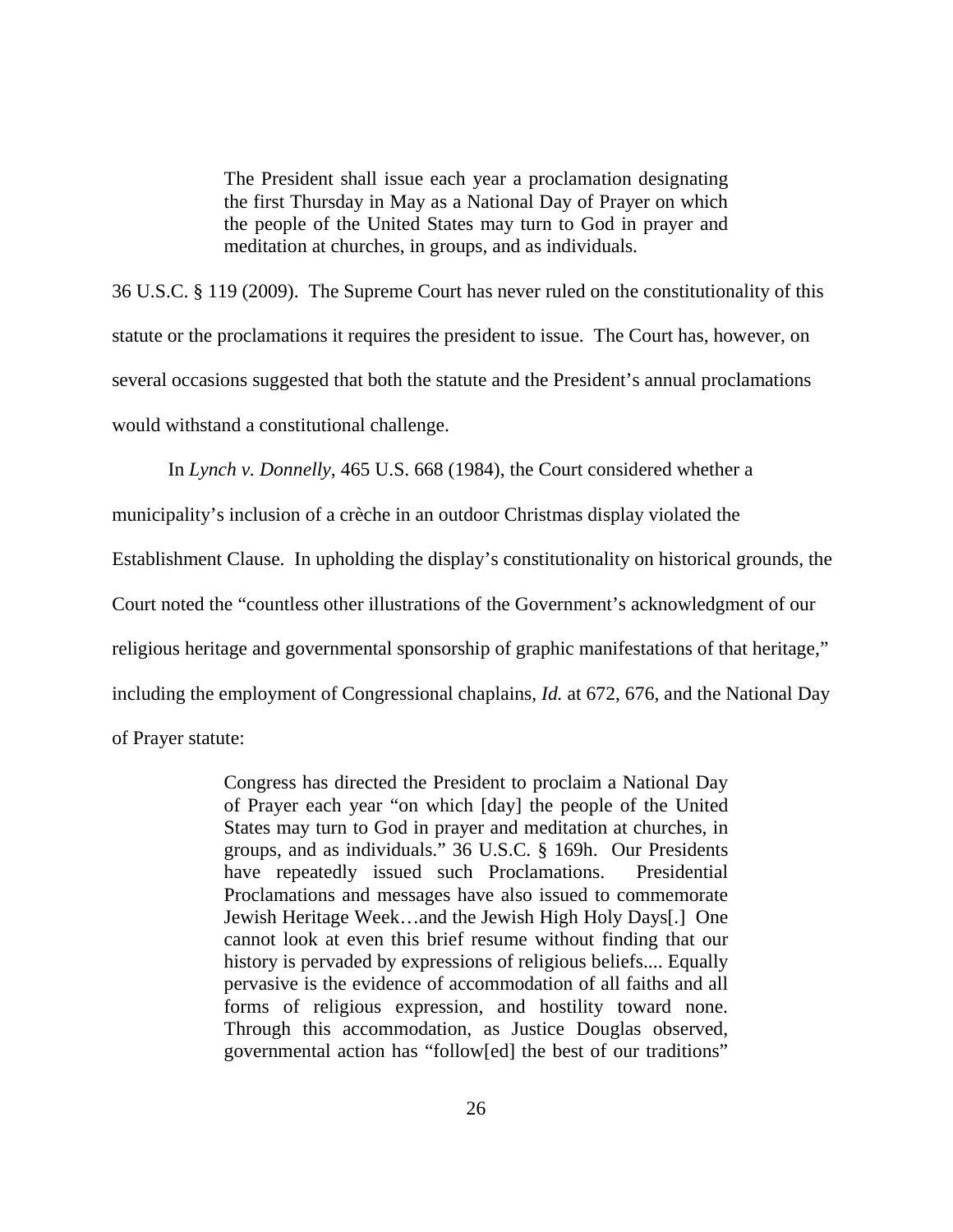> The President shall issue each year a proclamation designating the first Thursday in May as a National Day of Prayer on which the people of the United States may turn to God in prayer and meditation at churches, in groups, and as individuals.

36 U.S.C. § 119 (2009). The Supreme Court has never ruled on the constitutionality of this statute or the proclamations it requires the president to issue. The Court has, however, on several occasions suggested that both the statute and the President's annual proclamations would withstand a constitutional challenge.

In *Lynch v. Donnelly*, 465 U.S. 668 (1984), the Court considered whether a municipality's inclusion of a crèche in an outdoor Christmas display violated the Establishment Clause. In upholding the display's constitutionality on historical grounds, the Court noted the "countless other illustrations of the Government's acknowledgment of our religious heritage and governmental sponsorship of graphic manifestations of that heritage," including the employment of Congressional chaplains, *Id.* at 672, 676, and the National Day of Prayer statute:

> Congress has directed the President to proclaim a National Day of Prayer each year "on which [day] the people of the United States may turn to God in prayer and meditation at churches, in groups, and as individuals." 36 U.S.C. § 169h. Our Presidents have repeatedly issued such Proclamations. Presidential Proclamations and messages have also issued to commemorate Jewish Heritage Week…and the Jewish High Holy Days[.] One cannot look at even this brief resume without finding that our history is pervaded by expressions of religious beliefs.... Equally pervasive is the evidence of accommodation of all faiths and all forms of religious expression, and hostility toward none. Through this accommodation, as Justice Douglas observed, governmental action has "follow[ed] the best of our traditions"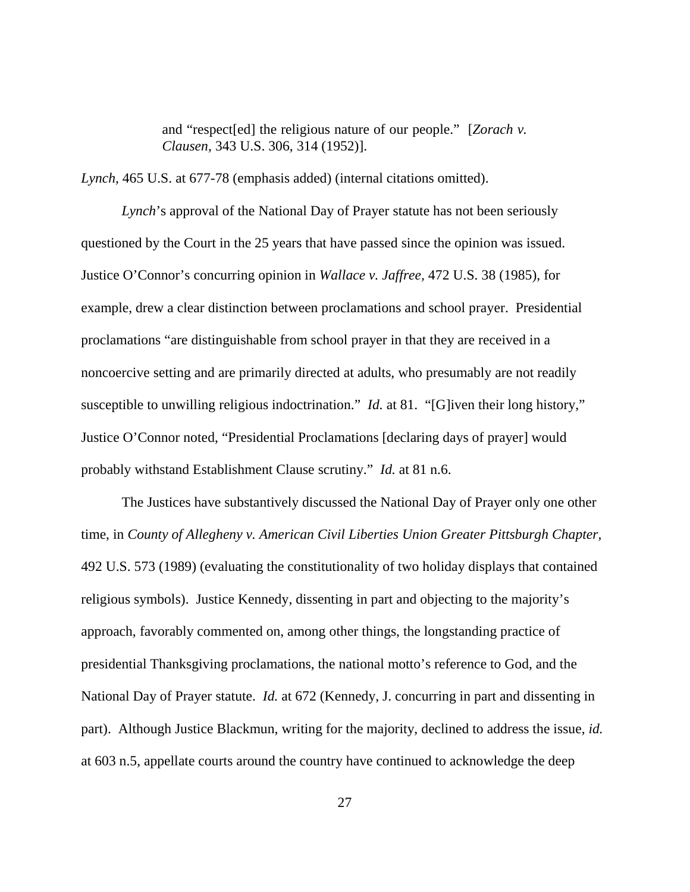> and "respect[ed] the religious nature of our people." [*Zorach v. Clausen*, 343 U.S. 306, 314 (1952)].

*Lynch*, 465 U.S. at 677-78 (emphasis added) (internal citations omitted).

*Lynch*'s approval of the National Day of Prayer statute has not been seriously questioned by the Court in the 25 years that have passed since the opinion was issued. Justice O'Connor's concurring opinion in *Wallace v. Jaffree,* 472 U.S. 38 (1985), for example, drew a clear distinction between proclamations and school prayer. Presidential proclamations "are distinguishable from school prayer in that they are received in a noncoercive setting and are primarily directed at adults, who presumably are not readily susceptible to unwilling religious indoctrination." *Id.* at 81. "[G]iven their long history," Justice O'Connor noted, "Presidential Proclamations [declaring days of prayer] would probably withstand Establishment Clause scrutiny." *Id.* at 81 n.6.

The Justices have substantively discussed the National Day of Prayer only one other time, in *County of Allegheny v. American Civil Liberties Union Greater Pittsburgh Chapter*, 492 U.S. 573 (1989) (evaluating the constitutionality of two holiday displays that contained religious symbols). Justice Kennedy, dissenting in part and objecting to the majority's approach, favorably commented on, among other things, the longstanding practice of presidential Thanksgiving proclamations, the national motto's reference to God, and the National Day of Prayer statute. *Id.* at 672 (Kennedy, J. concurring in part and dissenting in part). Although Justice Blackmun, writing for the majority, declined to address the issue, *id.* at 603 n.5, appellate courts around the country have continued to acknowledge the deep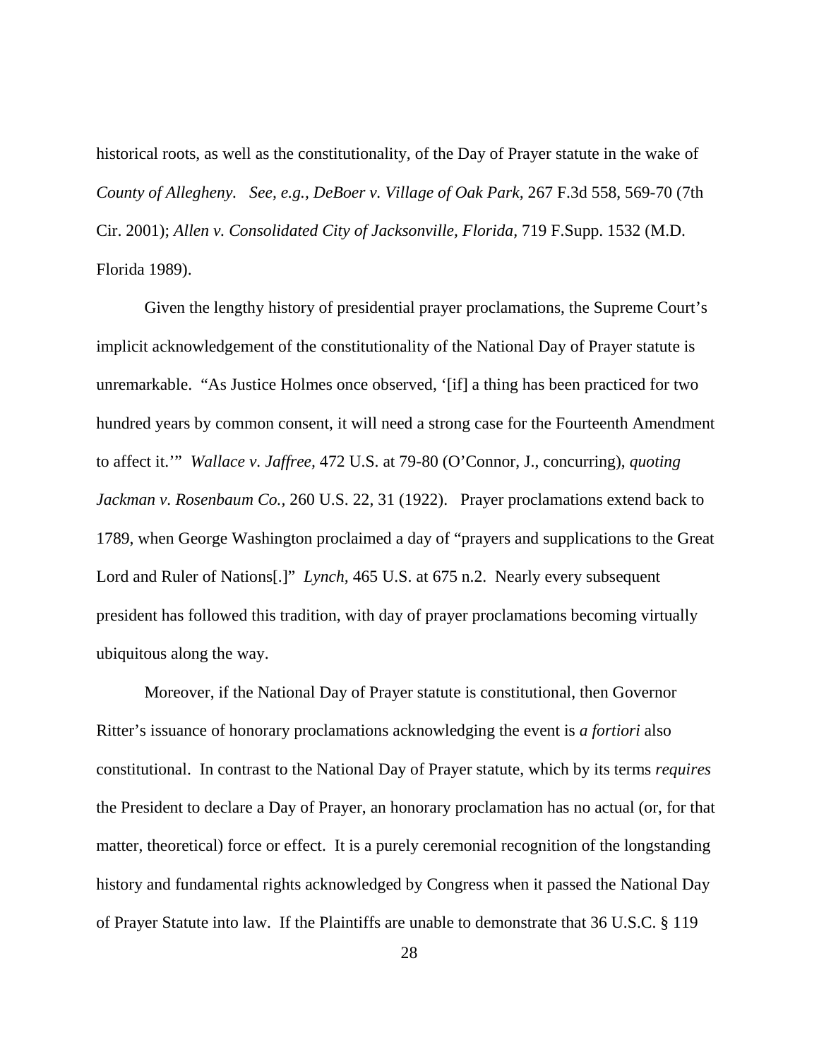historical roots, as well as the constitutionality, of the Day of Prayer statute in the wake of *County of Allegheny*. *See, e.g., DeBoer v. Village of Oak Park,* 267 F.3d 558, 569-70 (7th Cir. 2001); *Allen v. Consolidated City of Jacksonville, Florida*, 719 F.Supp. 1532 (M.D. Florida 1989).

Given the lengthy history of presidential prayer proclamations, the Supreme Court's implicit acknowledgement of the constitutionality of the National Day of Prayer statute is unremarkable. "As Justice Holmes once observed, '[if] a thing has been practiced for two hundred years by common consent, it will need a strong case for the Fourteenth Amendment to affect it.'" *Wallace v. Jaffree,* 472 U.S. at 79-80 (O'Connor, J., concurring), *quoting Jackman v. Rosenbaum Co.,* 260 U.S. 22, 31 (1922). Prayer proclamations extend back to 1789, when George Washington proclaimed a day of "prayers and supplications to the Great Lord and Ruler of Nations[.]" *Lynch,* 465 U.S. at 675 n.2. Nearly every subsequent president has followed this tradition, with day of prayer proclamations becoming virtually ubiquitous along the way.

Moreover, if the National Day of Prayer statute is constitutional, then Governor Ritter's issuance of honorary proclamations acknowledging the event is *a fortiori* also constitutional. In contrast to the National Day of Prayer statute, which by its terms *requires* the President to declare a Day of Prayer, an honorary proclamation has no actual (or, for that matter, theoretical) force or effect. It is a purely ceremonial recognition of the longstanding history and fundamental rights acknowledged by Congress when it passed the National Day of Prayer Statute into law. If the Plaintiffs are unable to demonstrate that 36 U.S.C. § 119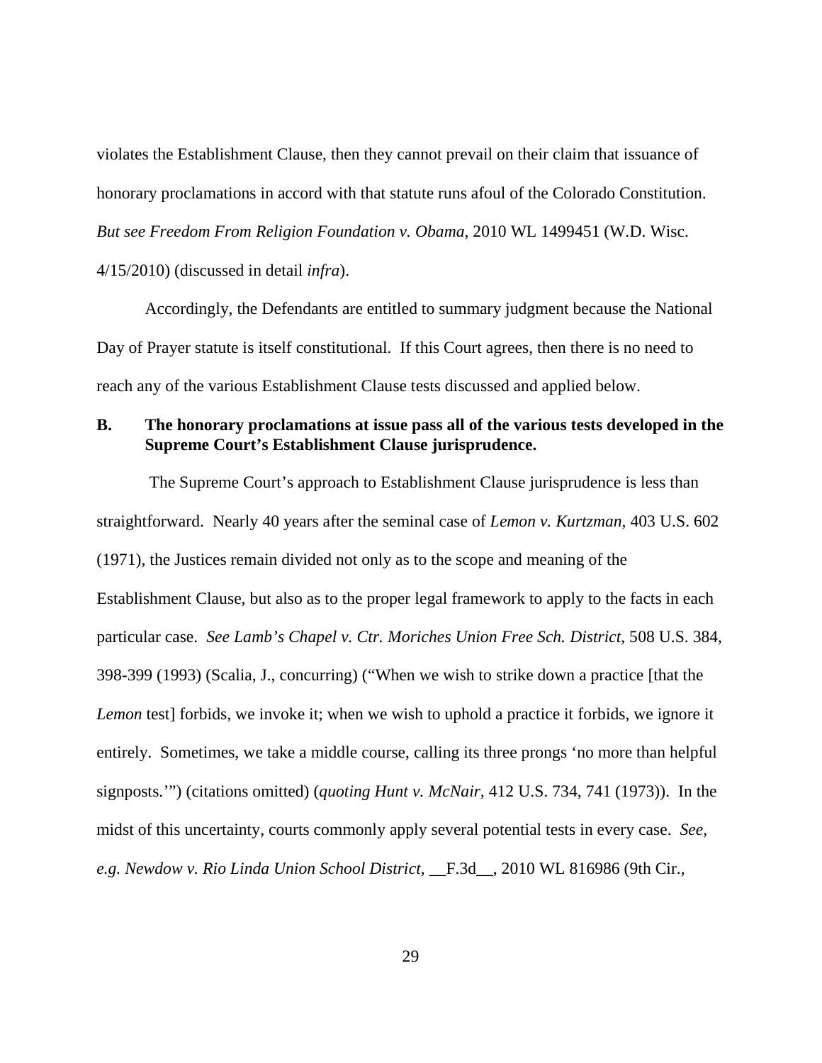violates the Establishment Clause, then they cannot prevail on their claim that issuance of honorary proclamations in accord with that statute runs afoul of the Colorado Constitution. *But see Freedom From Religion Foundation v. Obama*, 2010 WL 1499451 (W.D. Wisc. 4/15/2010) (discussed in detail *infra*).

Accordingly, the Defendants are entitled to summary judgment because the National Day of Prayer statute is itself constitutional. If this Court agrees, then there is no need to reach any of the various Establishment Clause tests discussed and applied below.

### B. The honorary proclamations at issue pass all of the various tests developed in the Supreme Court's Establishment Clause jurisprudence.

The Supreme Court's approach to Establishment Clause jurisprudence is less than straightforward. Nearly 40 years after the seminal case of *Lemon v. Kurtzman*, 403 U.S. 602 (1971), the Justices remain divided not only as to the scope and meaning of the Establishment Clause, but also as to the proper legal framework to apply to the facts in each particular case. *See Lamb's Chapel v. Ctr. Moriches Union Free Sch. District*, 508 U.S. 384, 398-399 (1993) (Scalia, J., concurring) ("When we wish to strike down a practice [that the *Lemon* test] forbids, we invoke it; when we wish to uphold a practice it forbids, we ignore it entirely. Sometimes, we take a middle course, calling its three prongs 'no more than helpful signposts.'") (citations omitted) (*quoting Hunt v. McNair*, 412 U.S. 734, 741 (1973)). In the midst of this uncertainty, courts commonly apply several potential tests in every case. *See, e.g. Newdow v. Rio Linda Union School District*, __F.3d__, 2010 WL 816986 (9th Cir.,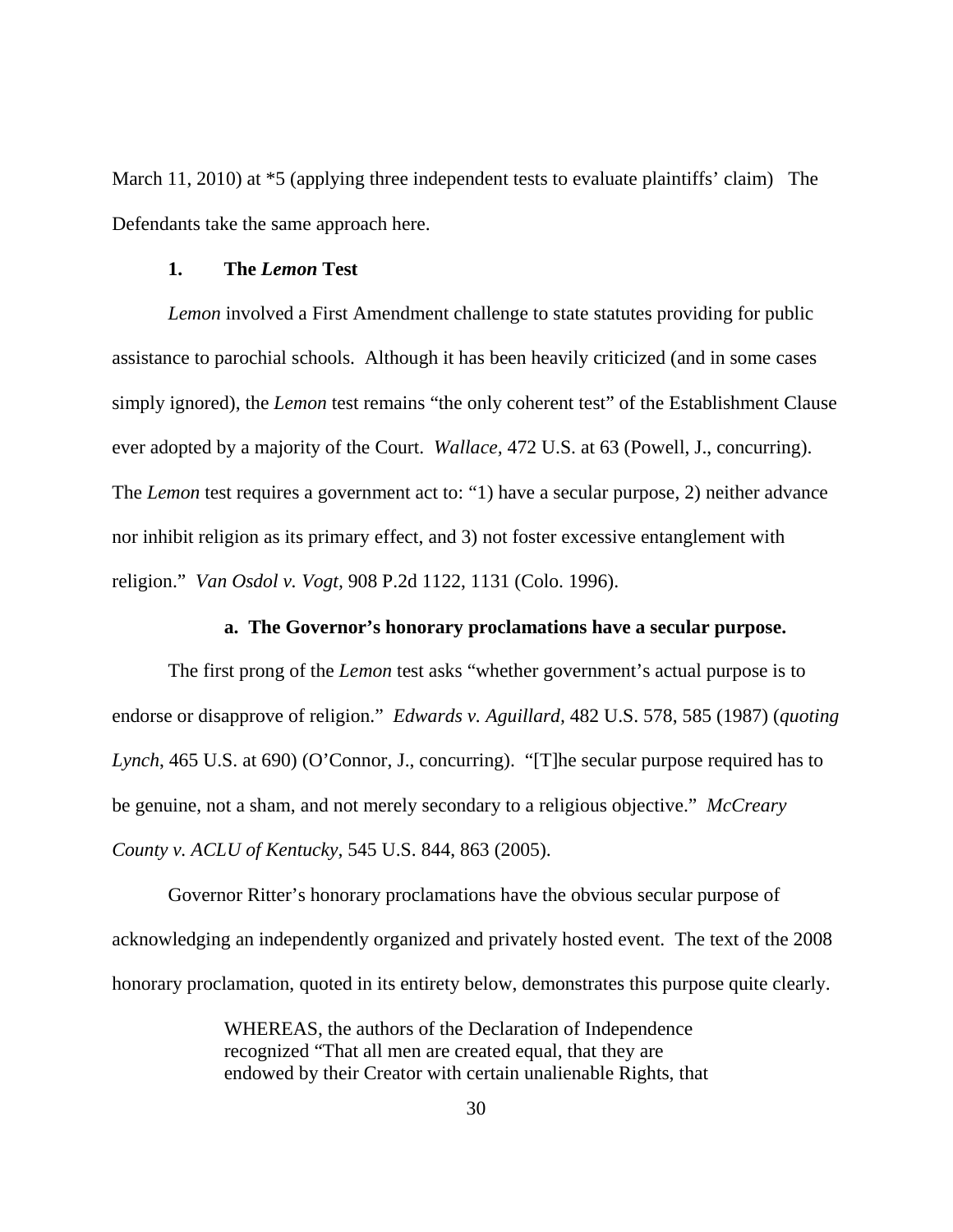March 11, 2010) at *5 (applying three independent tests to evaluate plaintiffs' claim) The Defendants take the same approach here.

### 1. The *Lemon* Test

*Lemon* involved a First Amendment challenge to state statutes providing for public assistance to parochial schools. Although it has been heavily criticized (and in some cases simply ignored), the *Lemon* test remains "the only coherent test" of the Establishment Clause ever adopted by a majority of the Court. *Wallace,* 472 U.S. at 63 (Powell, J., concurring). The *Lemon* test requires a government act to: "1) have a secular purpose, 2) neither advance nor inhibit religion as its primary effect, and 3) not foster excessive entanglement with religion." *Van Osdol v. Vogt,* 908 P.2d 1122, 1131 (Colo. 1996).

#### a. The Governor's honorary proclamations have a secular purpose.

The first prong of the *Lemon* test asks "whether government's actual purpose is to endorse or disapprove of religion." *Edwards v. Aguillard*, 482 U.S. 578, 585 (1987) (*quoting Lynch*, 465 U.S. at 690) (O'Connor, J., concurring). "[T]he secular purpose required has to be genuine, not a sham, and not merely secondary to a religious objective." *McCreary County v. ACLU of Kentucky*, 545 U.S. 844, 863 (2005).

Governor Ritter's honorary proclamations have the obvious secular purpose of acknowledging an independently organized and privately hosted event. The text of the 2008 honorary proclamation, quoted in its entirety below, demonstrates this purpose quite clearly.

> WHEREAS, the authors of the Declaration of Independence recognized "That all men are created equal, that they are endowed by their Creator with certain unalienable Rights, that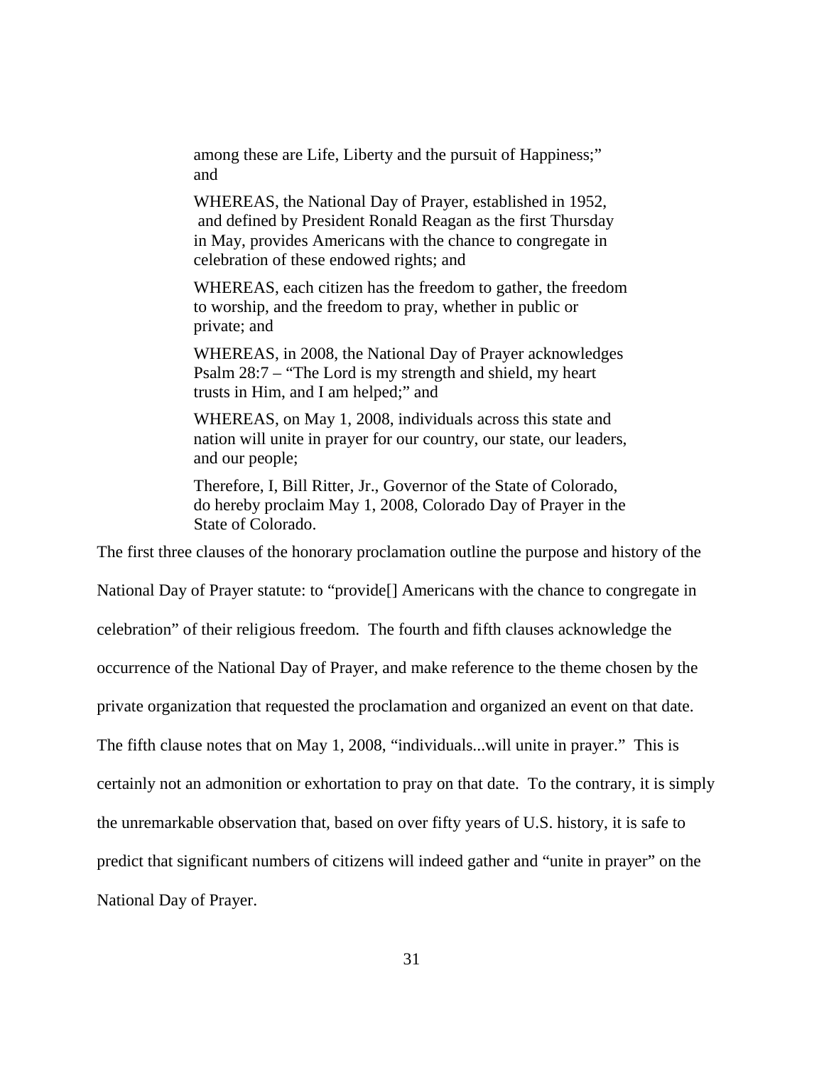> among these are Life, Liberty and the pursuit of Happiness;" and
>
> WHEREAS, the National Day of Prayer, established in 1952, and defined by President Ronald Reagan as the first Thursday in May, provides Americans with the chance to congregate in celebration of these endowed rights; and
>
> WHEREAS, each citizen has the freedom to gather, the freedom to worship, and the freedom to pray, whether in public or private; and
>
> WHEREAS, in 2008, the National Day of Prayer acknowledges Psalm 28:7 – "The Lord is my strength and shield, my heart trusts in Him, and I am helped;" and
>
> WHEREAS, on May 1, 2008, individuals across this state and nation will unite in prayer for our country, our state, our leaders, and our people;
>
> Therefore, I, Bill Ritter, Jr., Governor of the State of Colorado, do hereby proclaim May 1, 2008, Colorado Day of Prayer in the State of Colorado.

The first three clauses of the honorary proclamation outline the purpose and history of the National Day of Prayer statute: to "provide[] Americans with the chance to congregate in celebration" of their religious freedom. The fourth and fifth clauses acknowledge the occurrence of the National Day of Prayer, and make reference to the theme chosen by the private organization that requested the proclamation and organized an event on that date. The fifth clause notes that on May 1, 2008, "individuals...will unite in prayer." This is certainly not an admonition or exhortation to pray on that date. To the contrary, it is simply the unremarkable observation that, based on over fifty years of U.S. history, it is safe to predict that significant numbers of citizens will indeed gather and "unite in prayer" on the National Day of Prayer.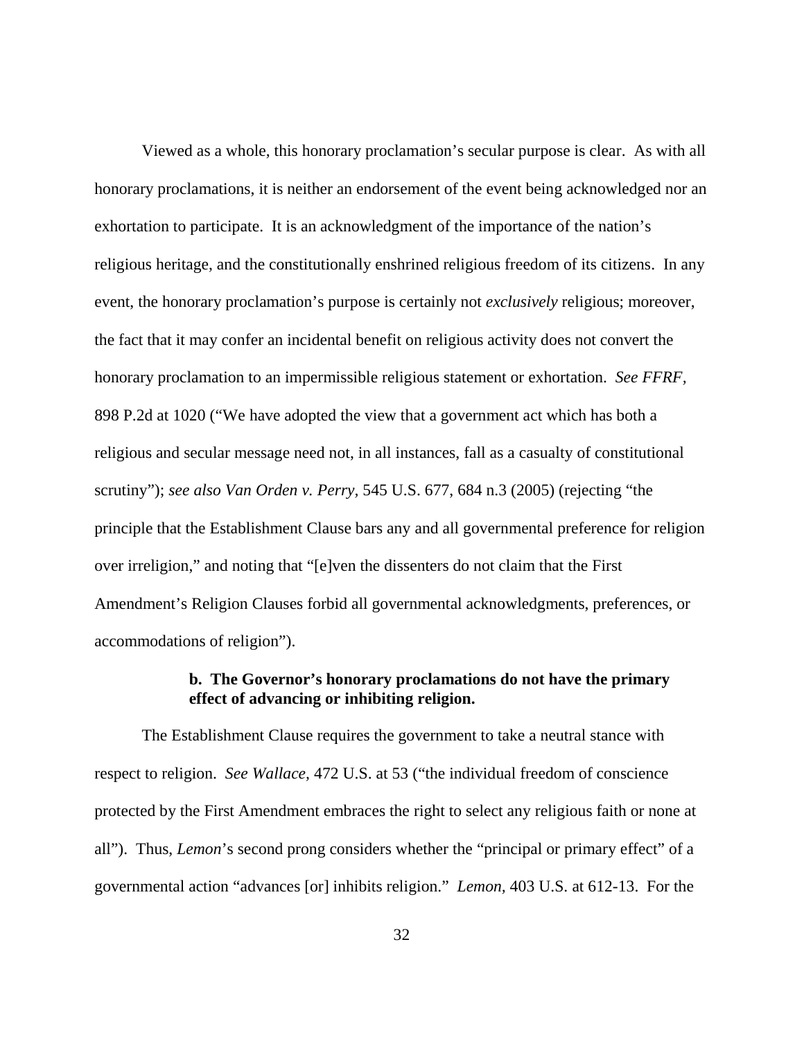Viewed as a whole, this honorary proclamation's secular purpose is clear. As with all honorary proclamations, it is neither an endorsement of the event being acknowledged nor an exhortation to participate. It is an acknowledgment of the importance of the nation's religious heritage, and the constitutionally enshrined religious freedom of its citizens. In any event, the honorary proclamation's purpose is certainly not *exclusively* religious; moreover, the fact that it may confer an incidental benefit on religious activity does not convert the honorary proclamation to an impermissible religious statement or exhortation. *See FFRF*, 898 P.2d at 1020 ("We have adopted the view that a government act which has both a religious and secular message need not, in all instances, fall as a casualty of constitutional scrutiny"); *see also Van Orden v. Perry*, 545 U.S. 677, 684 n.3 (2005) (rejecting "the principle that the Establishment Clause bars any and all governmental preference for religion over irreligion," and noting that "[e]ven the dissenters do not claim that the First Amendment's Religion Clauses forbid all governmental acknowledgments, preferences, or accommodations of religion").

**b. The Governor's honorary proclamations do not have the primary effect of advancing or inhibiting religion.**

The Establishment Clause requires the government to take a neutral stance with respect to religion. *See Wallace,* 472 U.S. at 53 ("the individual freedom of conscience protected by the First Amendment embraces the right to select any religious faith or none at all"). Thus, *Lemon*'s second prong considers whether the "principal or primary effect" of a governmental action "advances [or] inhibits religion." *Lemon*, 403 U.S. at 612-13. For the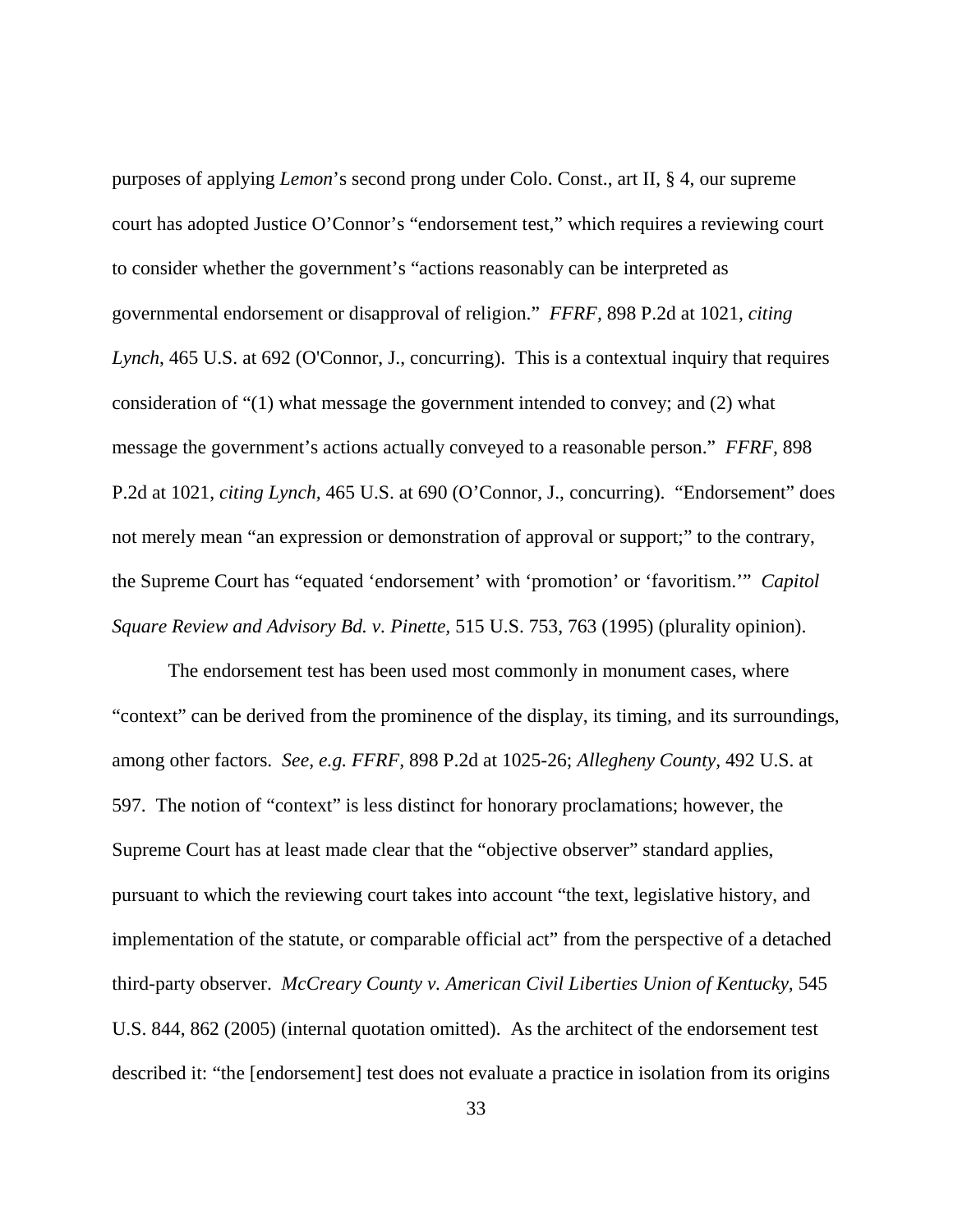purposes of applying *Lemon*'s second prong under Colo. Const., art II, § 4, our supreme court has adopted Justice O'Connor's "endorsement test," which requires a reviewing court to consider whether the government's "actions reasonably can be interpreted as governmental endorsement or disapproval of religion." *FFRF*, 898 P.2d at 1021, *citing Lynch*, 465 U.S. at 692 (O'Connor, J., concurring). This is a contextual inquiry that requires consideration of "(1) what message the government intended to convey; and (2) what message the government's actions actually conveyed to a reasonable person." *FFRF,* 898 P.2d at 1021, *citing Lynch,* 465 U.S. at 690 (O'Connor, J., concurring). "Endorsement" does not merely mean "an expression or demonstration of approval or support;" to the contrary, the Supreme Court has "equated 'endorsement' with 'promotion' or 'favoritism.'" *Capitol Square Review and Advisory Bd. v. Pinette,* 515 U.S. 753, 763 (1995) (plurality opinion).

The endorsement test has been used most commonly in monument cases, where "context" can be derived from the prominence of the display, its timing, and its surroundings, among other factors. *See, e.g. FFRF,* 898 P.2d at 1025-26; *Allegheny County,* 492 U.S. at 597. The notion of "context" is less distinct for honorary proclamations; however, the Supreme Court has at least made clear that the "objective observer" standard applies, pursuant to which the reviewing court takes into account "the text, legislative history, and implementation of the statute, or comparable official act" from the perspective of a detached third-party observer. *McCreary County v. American Civil Liberties Union of Kentucky,* 545 U.S. 844, 862 (2005) (internal quotation omitted). As the architect of the endorsement test described it: "the [endorsement] test does not evaluate a practice in isolation from its origins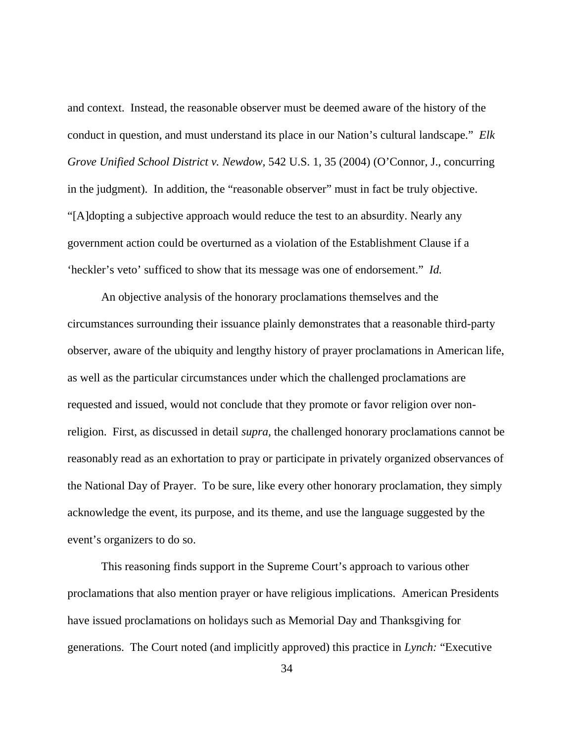and context. Instead, the reasonable observer must be deemed aware of the history of the conduct in question, and must understand its place in our Nation's cultural landscape." *Elk Grove Unified School District v. Newdow,* 542 U.S. 1, 35 (2004) (O'Connor, J., concurring in the judgment). In addition, the "reasonable observer" must in fact be truly objective. "[A]dopting a subjective approach would reduce the test to an absurdity. Nearly any government action could be overturned as a violation of the Establishment Clause if a 'heckler's veto' sufficed to show that its message was one of endorsement." *Id.*

An objective analysis of the honorary proclamations themselves and the circumstances surrounding their issuance plainly demonstrates that a reasonable third-party observer, aware of the ubiquity and lengthy history of prayer proclamations in American life, as well as the particular circumstances under which the challenged proclamations are requested and issued, would not conclude that they promote or favor religion over non-religion. First, as discussed in detail *supra,* the challenged honorary proclamations cannot be reasonably read as an exhortation to pray or participate in privately organized observances of the National Day of Prayer. To be sure, like every other honorary proclamation, they simply acknowledge the event, its purpose, and its theme, and use the language suggested by the event's organizers to do so.

This reasoning finds support in the Supreme Court's approach to various other proclamations that also mention prayer or have religious implications. American Presidents have issued proclamations on holidays such as Memorial Day and Thanksgiving for generations. The Court noted (and implicitly approved) this practice in *Lynch:* "Executive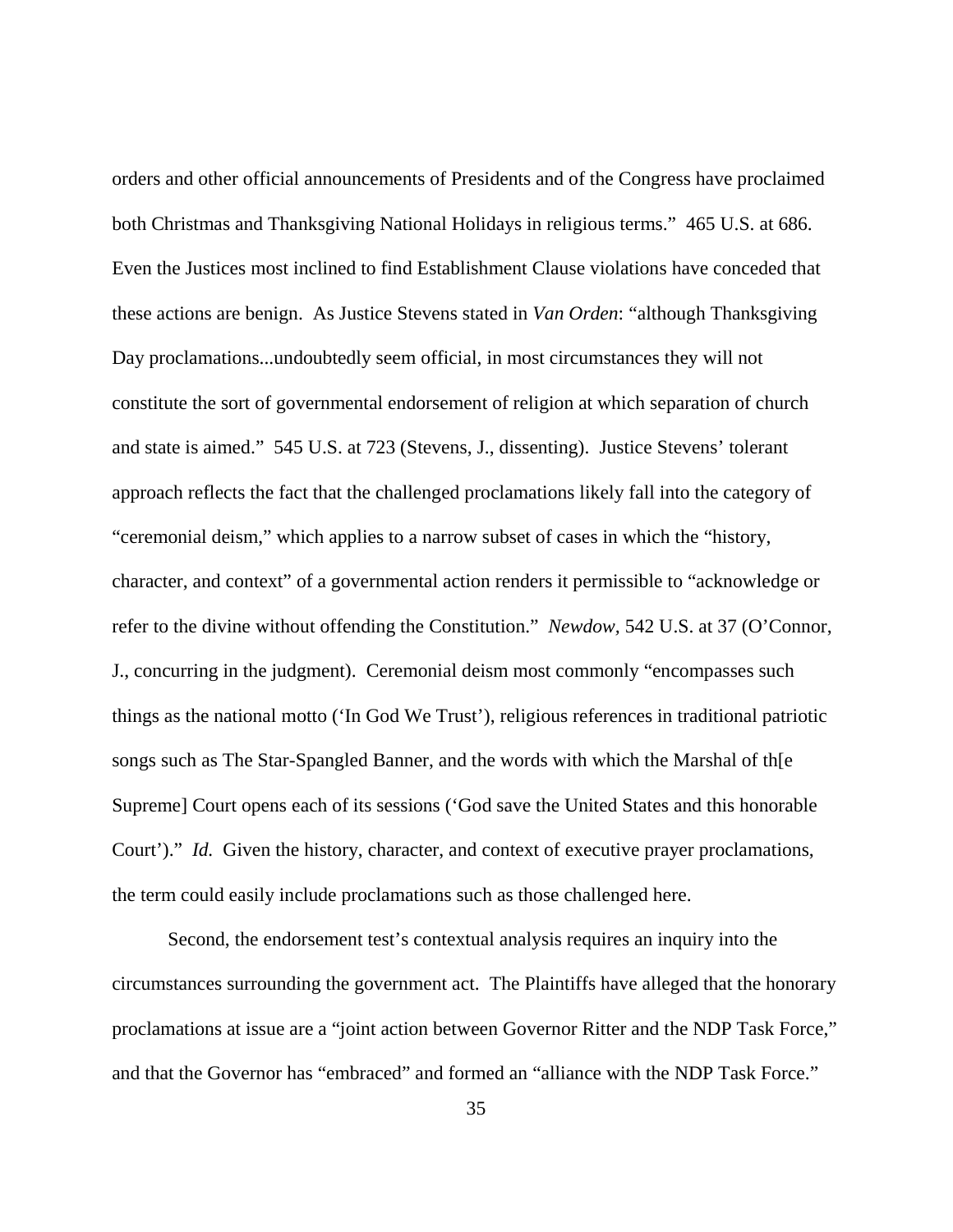orders and other official announcements of Presidents and of the Congress have proclaimed both Christmas and Thanksgiving National Holidays in religious terms." 465 U.S. at 686. Even the Justices most inclined to find Establishment Clause violations have conceded that these actions are benign. As Justice Stevens stated in *Van Orden*: "although Thanksgiving Day proclamations...undoubtedly seem official, in most circumstances they will not constitute the sort of governmental endorsement of religion at which separation of church and state is aimed." 545 U.S. at 723 (Stevens, J., dissenting). Justice Stevens' tolerant approach reflects the fact that the challenged proclamations likely fall into the category of "ceremonial deism," which applies to a narrow subset of cases in which the "history, character, and context" of a governmental action renders it permissible to "acknowledge or refer to the divine without offending the Constitution." *Newdow,* 542 U.S. at 37 (O'Connor, J., concurring in the judgment). Ceremonial deism most commonly "encompasses such things as the national motto ('In God We Trust'), religious references in traditional patriotic songs such as The Star-Spangled Banner, and the words with which the Marshal of th[e Supreme] Court opens each of its sessions ('God save the United States and this honorable Court')." *Id.* Given the history, character, and context of executive prayer proclamations, the term could easily include proclamations such as those challenged here.

Second, the endorsement test's contextual analysis requires an inquiry into the circumstances surrounding the government act. The Plaintiffs have alleged that the honorary proclamations at issue are a "joint action between Governor Ritter and the NDP Task Force," and that the Governor has "embraced" and formed an "alliance with the NDP Task Force."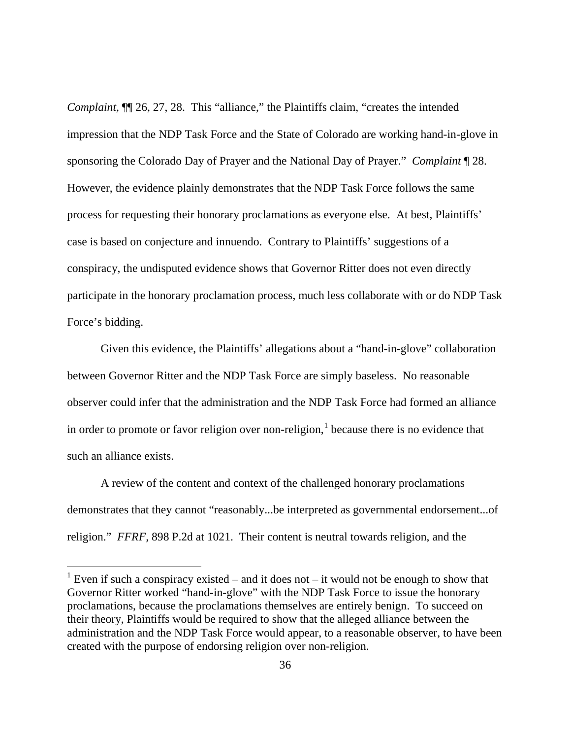*Complaint*, ¶¶ 26, 27, 28. This "alliance," the Plaintiffs claim, "creates the intended impression that the NDP Task Force and the State of Colorado are working hand-in-glove in sponsoring the Colorado Day of Prayer and the National Day of Prayer." *Complaint* ¶ 28. However, the evidence plainly demonstrates that the NDP Task Force follows the same process for requesting their honorary proclamations as everyone else. At best, Plaintiffs' case is based on conjecture and innuendo. Contrary to Plaintiffs' suggestions of a conspiracy, the undisputed evidence shows that Governor Ritter does not even directly participate in the honorary proclamation process, much less collaborate with or do NDP Task Force's bidding.

Given this evidence, the Plaintiffs' allegations about a "hand-in-glove" collaboration between Governor Ritter and the NDP Task Force are simply baseless. No reasonable observer could infer that the administration and the NDP Task Force had formed an alliance in order to promote or favor religion over non-religion,[1] because there is no evidence that such an alliance exists.

A review of the content and context of the challenged honorary proclamations demonstrates that they cannot "reasonably...be interpreted as governmental endorsement...of religion." *FFRF*, 898 P.2d at 1021. Their content is neutral towards religion, and the

---

[1] Even if such a conspiracy existed – and it does not – it would not be enough to show that Governor Ritter worked "hand-in-glove" with the NDP Task Force to issue the honorary proclamations, because the proclamations themselves are entirely benign. To succeed on their theory, Plaintiffs would be required to show that the alleged alliance between the administration and the NDP Task Force would appear, to a reasonable observer, to have been created with the purpose of endorsing religion over non-religion.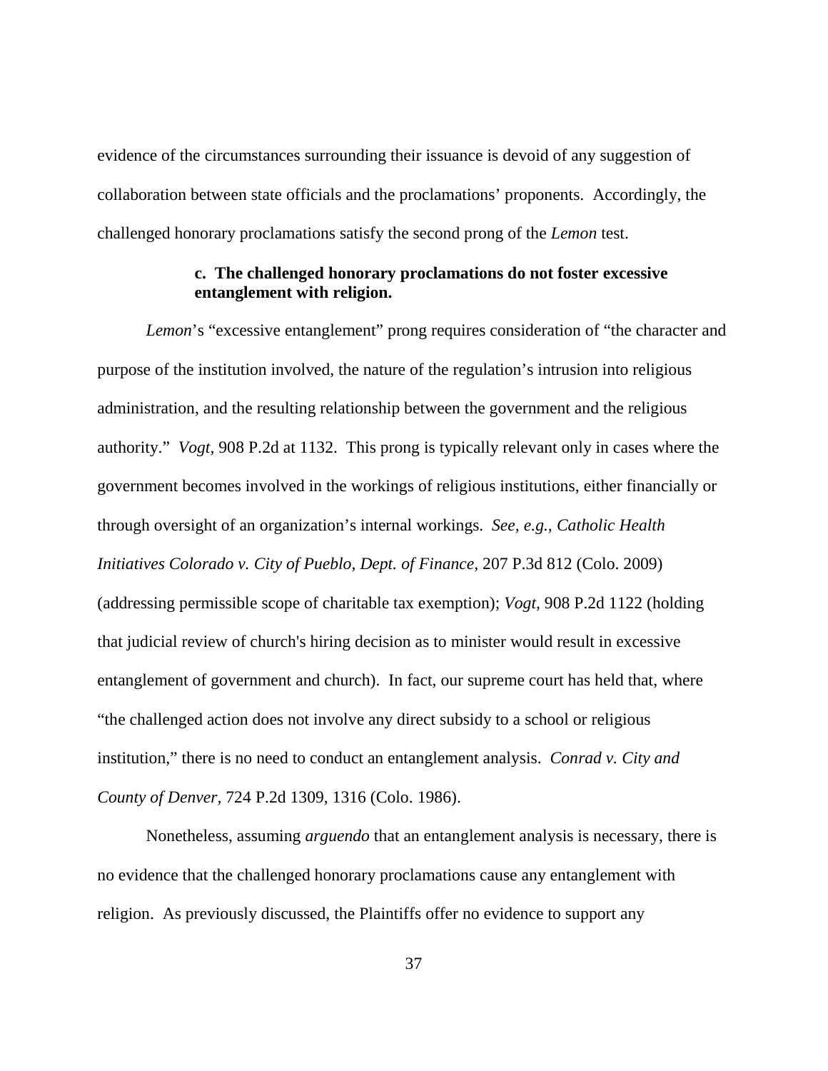evidence of the circumstances surrounding their issuance is devoid of any suggestion of collaboration between state officials and the proclamations' proponents. Accordingly, the challenged honorary proclamations satisfy the second prong of the *Lemon* test.

**c. The challenged honorary proclamations do not foster excessive entanglement with religion.**

*Lemon*'s "excessive entanglement" prong requires consideration of "the character and purpose of the institution involved, the nature of the regulation's intrusion into religious administration, and the resulting relationship between the government and the religious authority." *Vogt*, 908 P.2d at 1132. This prong is typically relevant only in cases where the government becomes involved in the workings of religious institutions, either financially or through oversight of an organization's internal workings. *See, e.g., Catholic Health Initiatives Colorado v. City of Pueblo, Dept. of Finance*, 207 P.3d 812 (Colo. 2009) (addressing permissible scope of charitable tax exemption); *Vogt*, 908 P.2d 1122 (holding that judicial review of church's hiring decision as to minister would result in excessive entanglement of government and church). In fact, our supreme court has held that, where "the challenged action does not involve any direct subsidy to a school or religious institution," there is no need to conduct an entanglement analysis. *Conrad v. City and County of Denver*, 724 P.2d 1309, 1316 (Colo. 1986).

Nonetheless, assuming *arguendo* that an entanglement analysis is necessary, there is no evidence that the challenged honorary proclamations cause any entanglement with religion. As previously discussed, the Plaintiffs offer no evidence to support any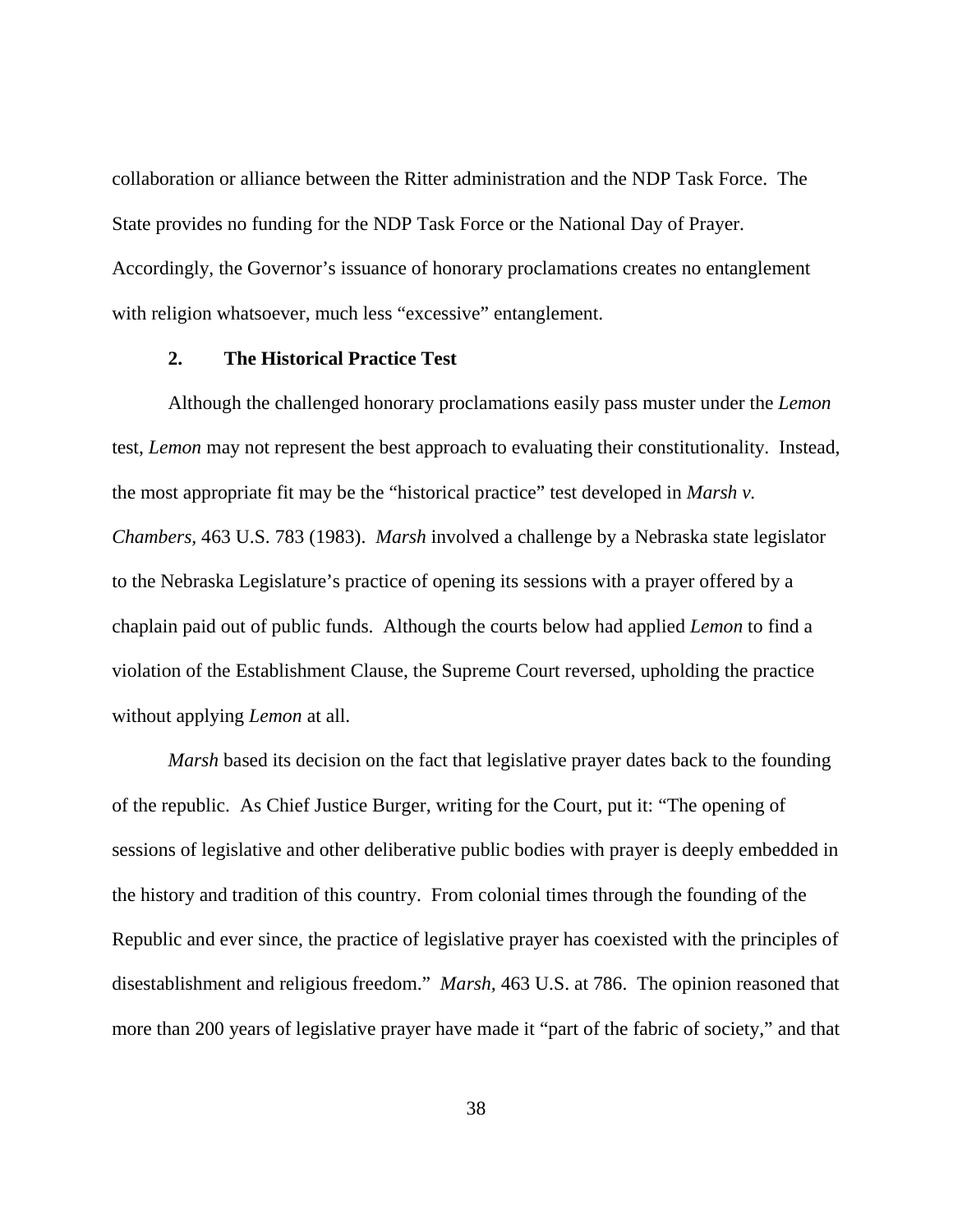collaboration or alliance between the Ritter administration and the NDP Task Force. The State provides no funding for the NDP Task Force or the National Day of Prayer. Accordingly, the Governor's issuance of honorary proclamations creates no entanglement with religion whatsoever, much less "excessive" entanglement.

### 2. The Historical Practice Test

Although the challenged honorary proclamations easily pass muster under the *Lemon* test, *Lemon* may not represent the best approach to evaluating their constitutionality. Instead, the most appropriate fit may be the "historical practice" test developed in *Marsh v. Chambers*, 463 U.S. 783 (1983). *Marsh* involved a challenge by a Nebraska state legislator to the Nebraska Legislature's practice of opening its sessions with a prayer offered by a chaplain paid out of public funds. Although the courts below had applied *Lemon* to find a violation of the Establishment Clause, the Supreme Court reversed, upholding the practice without applying *Lemon* at all.

*Marsh* based its decision on the fact that legislative prayer dates back to the founding of the republic. As Chief Justice Burger, writing for the Court, put it: "The opening of sessions of legislative and other deliberative public bodies with prayer is deeply embedded in the history and tradition of this country. From colonial times through the founding of the Republic and ever since, the practice of legislative prayer has coexisted with the principles of disestablishment and religious freedom." *Marsh*, 463 U.S. at 786. The opinion reasoned that more than 200 years of legislative prayer have made it "part of the fabric of society," and that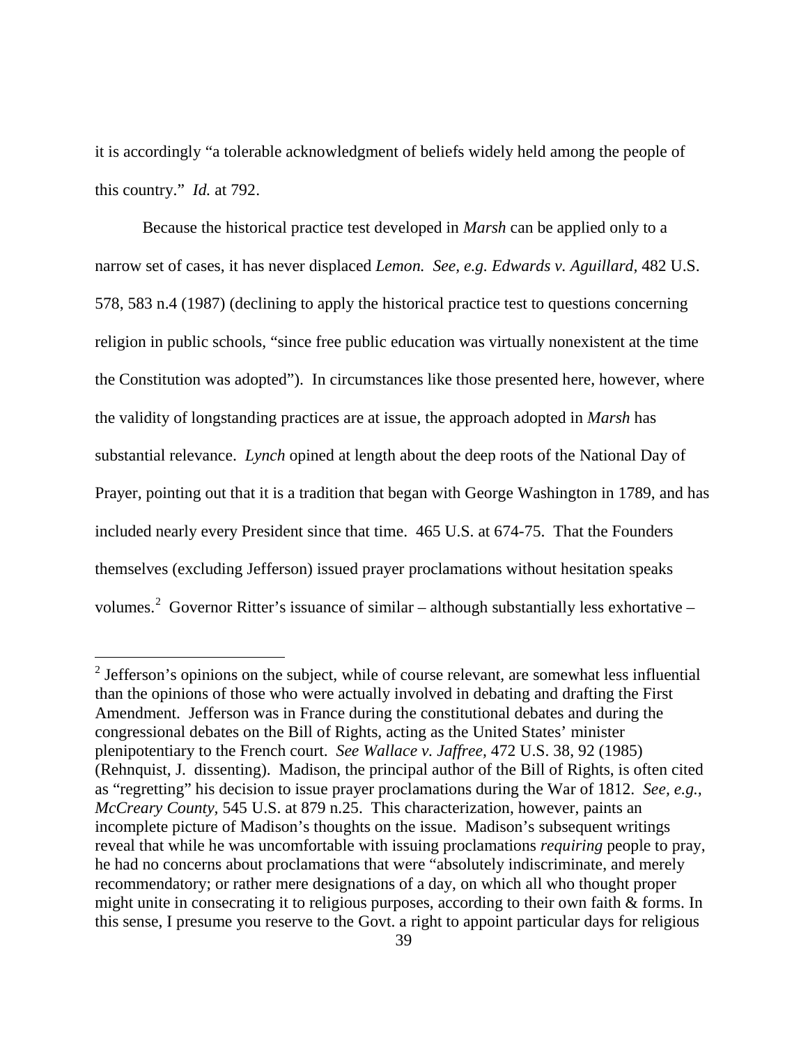it is accordingly "a tolerable acknowledgment of beliefs widely held among the people of this country." *Id.* at 792.

Because the historical practice test developed in *Marsh* can be applied only to a narrow set of cases, it has never displaced *Lemon. See, e.g. Edwards v. Aguillard,* 482 U.S. 578, 583 n.4 (1987) (declining to apply the historical practice test to questions concerning religion in public schools, "since free public education was virtually nonexistent at the time the Constitution was adopted"). In circumstances like those presented here, however, where the validity of longstanding practices are at issue, the approach adopted in *Marsh* has substantial relevance. *Lynch* opined at length about the deep roots of the National Day of Prayer, pointing out that it is a tradition that began with George Washington in 1789, and has included nearly every President since that time. 465 U.S. at 674-75. That the Founders themselves (excluding Jefferson) issued prayer proclamations without hesitation speaks volumes.[2] Governor Ritter's issuance of similar – although substantially less exhortative –

[2] Jefferson's opinions on the subject, while of course relevant, are somewhat less influential than the opinions of those who were actually involved in debating and drafting the First Amendment. Jefferson was in France during the constitutional debates and during the congressional debates on the Bill of Rights, acting as the United States' minister plenipotentiary to the French court. *See Wallace v. Jaffree,* 472 U.S. 38, 92 (1985) (Rehnquist, J. dissenting). Madison, the principal author of the Bill of Rights, is often cited as "regretting" his decision to issue prayer proclamations during the War of 1812. *See, e.g., McCreary County*, 545 U.S. at 879 n.25. This characterization, however, paints an incomplete picture of Madison's thoughts on the issue. Madison's subsequent writings reveal that while he was uncomfortable with issuing proclamations *requiring* people to pray, he had no concerns about proclamations that were "absolutely indiscriminate, and merely recommendatory; or rather mere designations of a day, on which all who thought proper might unite in consecrating it to religious purposes, according to their own faith & forms. In this sense, I presume you reserve to the Govt. a right to appoint particular days for religious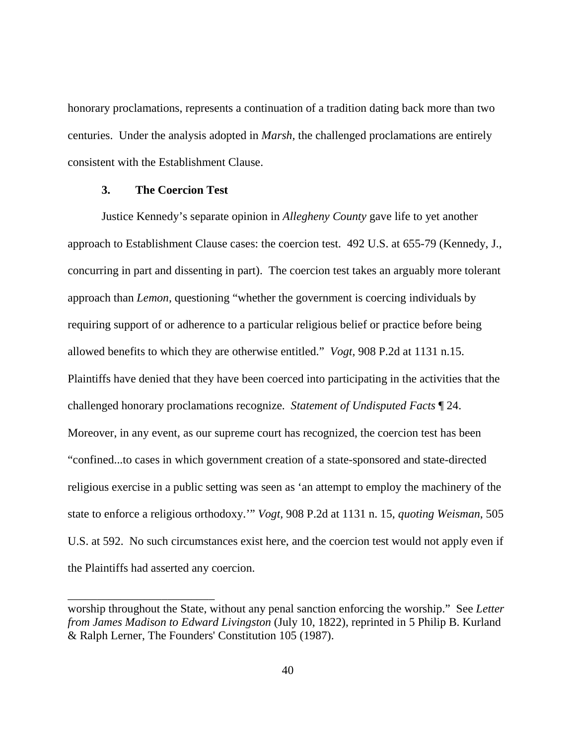honorary proclamations, represents a continuation of a tradition dating back more than two centuries. Under the analysis adopted in *Marsh,* the challenged proclamations are entirely consistent with the Establishment Clause.

### 3. The Coercion Test

Justice Kennedy's separate opinion in *Allegheny County* gave life to yet another approach to Establishment Clause cases: the coercion test. 492 U.S. at 655-79 (Kennedy, J., concurring in part and dissenting in part). The coercion test takes an arguably more tolerant approach than *Lemon*, questioning "whether the government is coercing individuals by requiring support of or adherence to a particular religious belief or practice before being allowed benefits to which they are otherwise entitled." *Vogt,* 908 P.2d at 1131 n.15. Plaintiffs have denied that they have been coerced into participating in the activities that the challenged honorary proclamations recognize. *Statement of Undisputed Facts* ¶ 24. Moreover, in any event, as our supreme court has recognized, the coercion test has been "confined...to cases in which government creation of a state-sponsored and state-directed religious exercise in a public setting was seen as 'an attempt to employ the machinery of the state to enforce a religious orthodoxy.'" *Vogt,* 908 P.2d at 1131 n. 15, *quoting Weisman*, 505 U.S. at 592. No such circumstances exist here, and the coercion test would not apply even if the Plaintiffs had asserted any coercion.

---

worship throughout the State, without any penal sanction enforcing the worship." See *Letter from James Madison to Edward Livingston* (July 10, 1822), reprinted in 5 Philip B. Kurland & Ralph Lerner, The Founders' Constitution 105 (1987).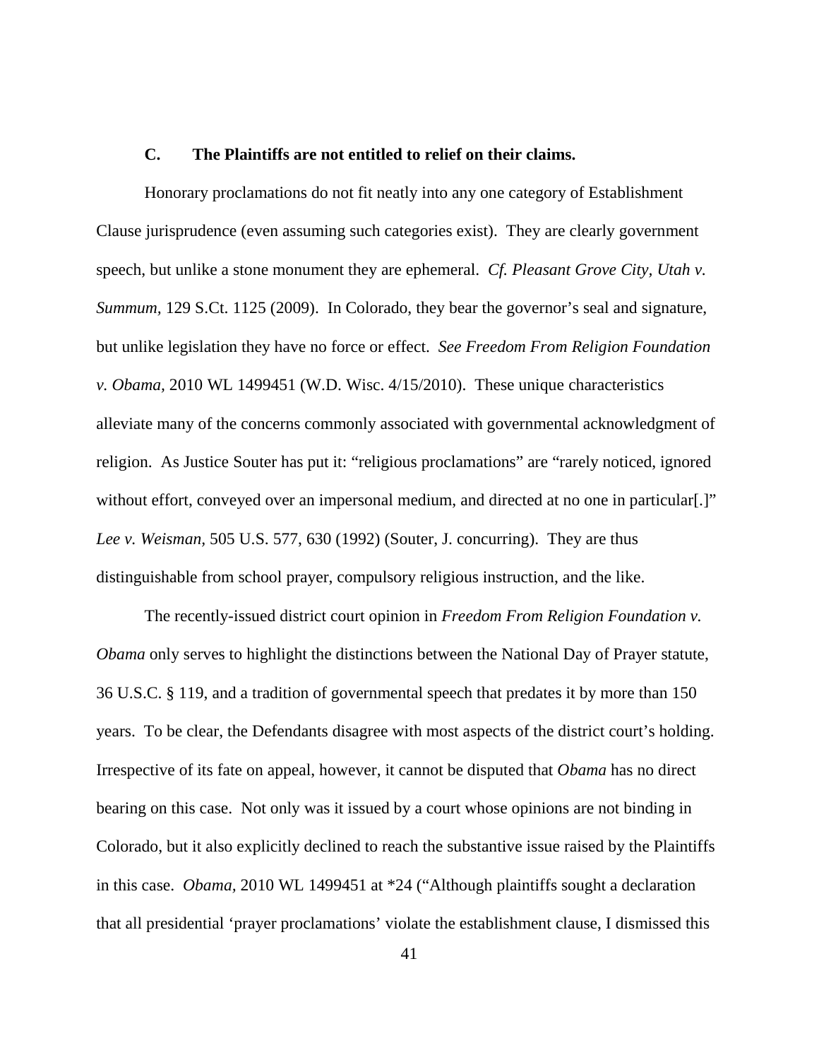### C. The Plaintiffs are not entitled to relief on their claims.

Honorary proclamations do not fit neatly into any one category of Establishment Clause jurisprudence (even assuming such categories exist). They are clearly government speech, but unlike a stone monument they are ephemeral. *Cf. Pleasant Grove City, Utah v. Summum,* 129 S.Ct. 1125 (2009). In Colorado, they bear the governor's seal and signature, but unlike legislation they have no force or effect. *See Freedom From Religion Foundation v. Obama,* 2010 WL 1499451 (W.D. Wisc. 4/15/2010). These unique characteristics alleviate many of the concerns commonly associated with governmental acknowledgment of religion. As Justice Souter has put it: "religious proclamations" are "rarely noticed, ignored without effort, conveyed over an impersonal medium, and directed at no one in particular[.]" *Lee v. Weisman,* 505 U.S. 577, 630 (1992) (Souter, J. concurring). They are thus distinguishable from school prayer, compulsory religious instruction, and the like.

The recently-issued district court opinion in *Freedom From Religion Foundation v. Obama* only serves to highlight the distinctions between the National Day of Prayer statute, 36 U.S.C. § 119, and a tradition of governmental speech that predates it by more than 150 years. To be clear, the Defendants disagree with most aspects of the district court's holding. Irrespective of its fate on appeal, however, it cannot be disputed that *Obama* has no direct bearing on this case. Not only was it issued by a court whose opinions are not binding in Colorado, but it also explicitly declined to reach the substantive issue raised by the Plaintiffs in this case. *Obama,* 2010 WL 1499451 at *24 ("Although plaintiffs sought a declaration that all presidential 'prayer proclamations' violate the establishment clause, I dismissed this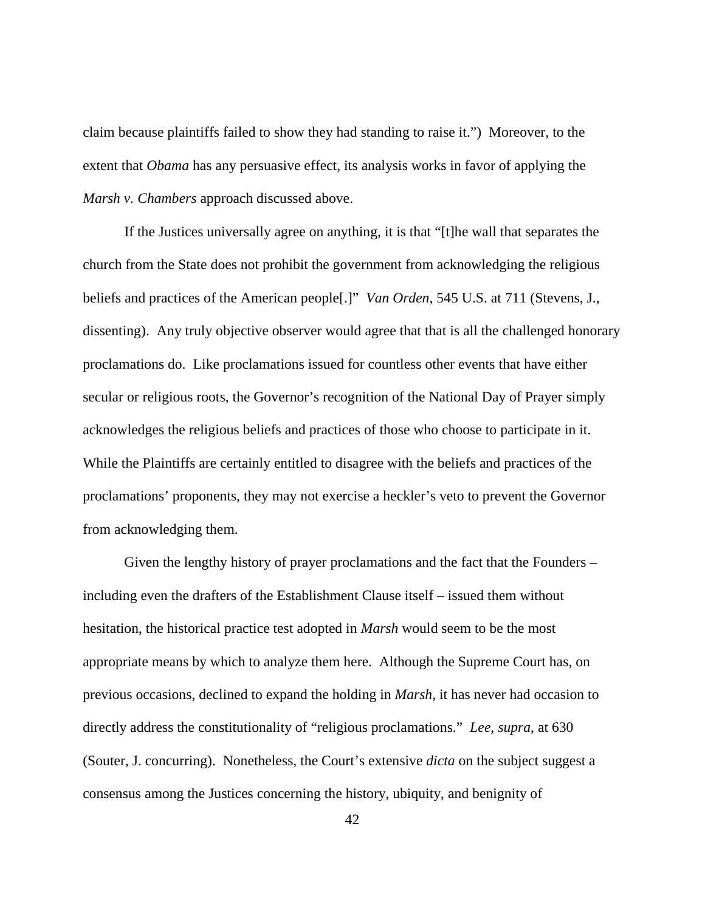claim because plaintiffs failed to show they had standing to raise it.") Moreover, to the extent that *Obama* has any persuasive effect, its analysis works in favor of applying the *Marsh v. Chambers* approach discussed above.

If the Justices universally agree on anything, it is that "[t]he wall that separates the church from the State does not prohibit the government from acknowledging the religious beliefs and practices of the American people[.]" *Van Orden*, 545 U.S. at 711 (Stevens, J., dissenting). Any truly objective observer would agree that that is all the challenged honorary proclamations do. Like proclamations issued for countless other events that have either secular or religious roots, the Governor's recognition of the National Day of Prayer simply acknowledges the religious beliefs and practices of those who choose to participate in it. While the Plaintiffs are certainly entitled to disagree with the beliefs and practices of the proclamations' proponents, they may not exercise a heckler's veto to prevent the Governor from acknowledging them.

Given the lengthy history of prayer proclamations and the fact that the Founders – including even the drafters of the Establishment Clause itself – issued them without hesitation, the historical practice test adopted in *Marsh* would seem to be the most appropriate means by which to analyze them here. Although the Supreme Court has, on previous occasions, declined to expand the holding in *Marsh*, it has never had occasion to directly address the constitutionality of "religious proclamations." *Lee*, *supra*, at 630 (Souter, J. concurring). Nonetheless, the Court's extensive *dicta* on the subject suggest a consensus among the Justices concerning the history, ubiquity, and benignity of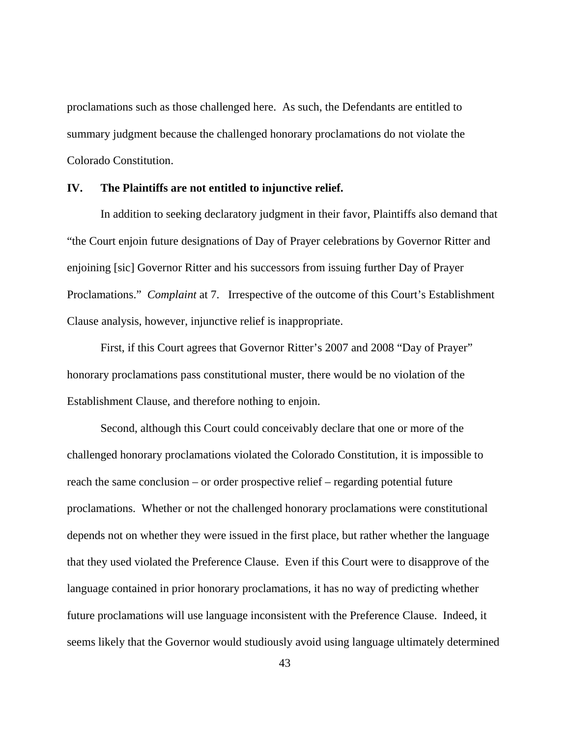proclamations such as those challenged here. As such, the Defendants are entitled to summary judgment because the challenged honorary proclamations do not violate the Colorado Constitution.

## IV. The Plaintiffs are not entitled to injunctive relief.

In addition to seeking declaratory judgment in their favor, Plaintiffs also demand that "the Court enjoin future designations of Day of Prayer celebrations by Governor Ritter and enjoining [sic] Governor Ritter and his successors from issuing further Day of Prayer Proclamations." *Complaint* at 7. Irrespective of the outcome of this Court's Establishment Clause analysis, however, injunctive relief is inappropriate.

First, if this Court agrees that Governor Ritter's 2007 and 2008 "Day of Prayer" honorary proclamations pass constitutional muster, there would be no violation of the Establishment Clause, and therefore nothing to enjoin.

Second, although this Court could conceivably declare that one or more of the challenged honorary proclamations violated the Colorado Constitution, it is impossible to reach the same conclusion – or order prospective relief – regarding potential future proclamations. Whether or not the challenged honorary proclamations were constitutional depends not on whether they were issued in the first place, but rather whether the language that they used violated the Preference Clause. Even if this Court were to disapprove of the language contained in prior honorary proclamations, it has no way of predicting whether future proclamations will use language inconsistent with the Preference Clause. Indeed, it seems likely that the Governor would studiously avoid using language ultimately determined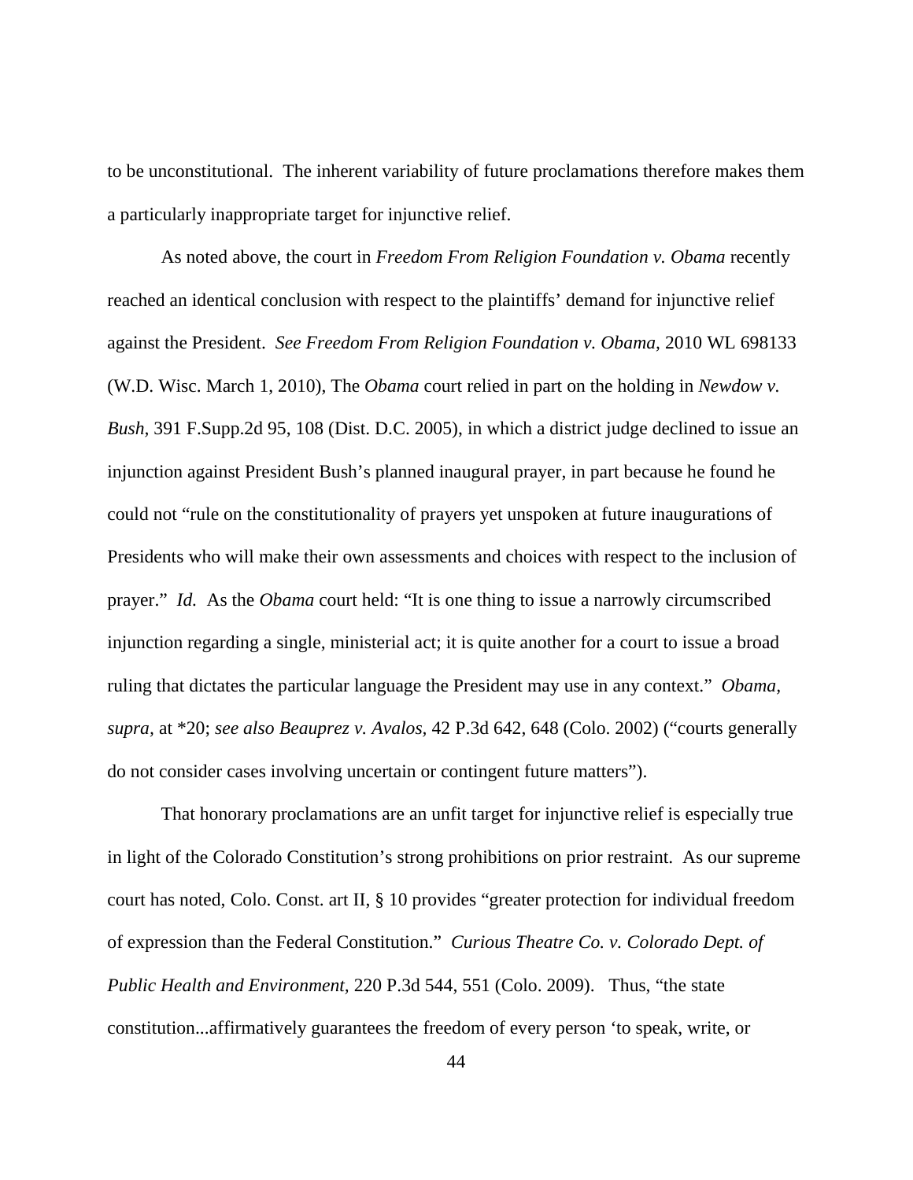to be unconstitutional. The inherent variability of future proclamations therefore makes them a particularly inappropriate target for injunctive relief.

As noted above, the court in *Freedom From Religion Foundation v. Obama* recently reached an identical conclusion with respect to the plaintiffs' demand for injunctive relief against the President. *See Freedom From Religion Foundation v. Obama,* 2010 WL 698133 (W.D. Wisc. March 1, 2010), The *Obama* court relied in part on the holding in *Newdow v. Bush*, 391 F.Supp.2d 95, 108 (Dist. D.C. 2005), in which a district judge declined to issue an injunction against President Bush's planned inaugural prayer, in part because he found he could not "rule on the constitutionality of prayers yet unspoken at future inaugurations of Presidents who will make their own assessments and choices with respect to the inclusion of prayer." *Id.* As the *Obama* court held: "It is one thing to issue a narrowly circumscribed injunction regarding a single, ministerial act; it is quite another for a court to issue a broad ruling that dictates the particular language the President may use in any context." *Obama, supra,* at *20; *see also Beauprez v. Avalos*, 42 P.3d 642, 648 (Colo. 2002) ("courts generally do not consider cases involving uncertain or contingent future matters").

That honorary proclamations are an unfit target for injunctive relief is especially true in light of the Colorado Constitution's strong prohibitions on prior restraint. As our supreme court has noted, Colo. Const. art II, § 10 provides "greater protection for individual freedom of expression than the Federal Constitution." *Curious Theatre Co. v. Colorado Dept. of Public Health and Environment,* 220 P.3d 544, 551 (Colo. 2009). Thus, "the state constitution...affirmatively guarantees the freedom of every person 'to speak, write, or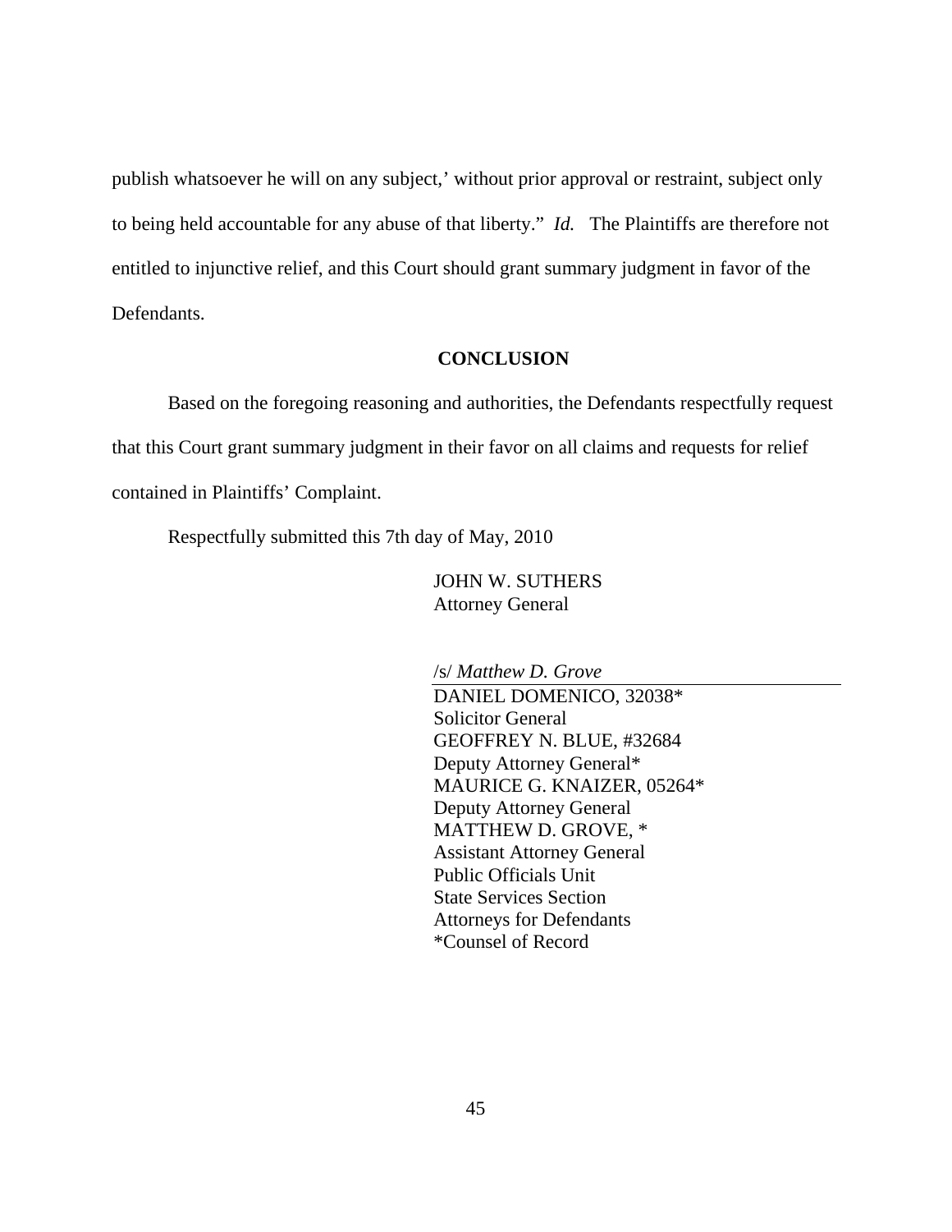publish whatsoever he will on any subject,' without prior approval or restraint, subject only to being held accountable for any abuse of that liberty." *Id.* The Plaintiffs are therefore not entitled to injunctive relief, and this Court should grant summary judgment in favor of the Defendants.

**CONCLUSION**

Based on the foregoing reasoning and authorities, the Defendants respectfully request that this Court grant summary judgment in their favor on all claims and requests for relief contained in Plaintiffs' Complaint.

Respectfully submitted this 7th day of May, 2010

JOHN W. SUTHERS
Attorney General

/s/ *Matthew D. Grove*

DANIEL DOMENICO, 32038*
Solicitor General
GEOFFREY N. BLUE, #32684
Deputy Attorney General*
MAURICE G. KNAIZER, 05264*
Deputy Attorney General
MATTHEW D. GROVE, *
Assistant Attorney General
Public Officials Unit
State Services Section
Attorneys for Defendants
*Counsel of Record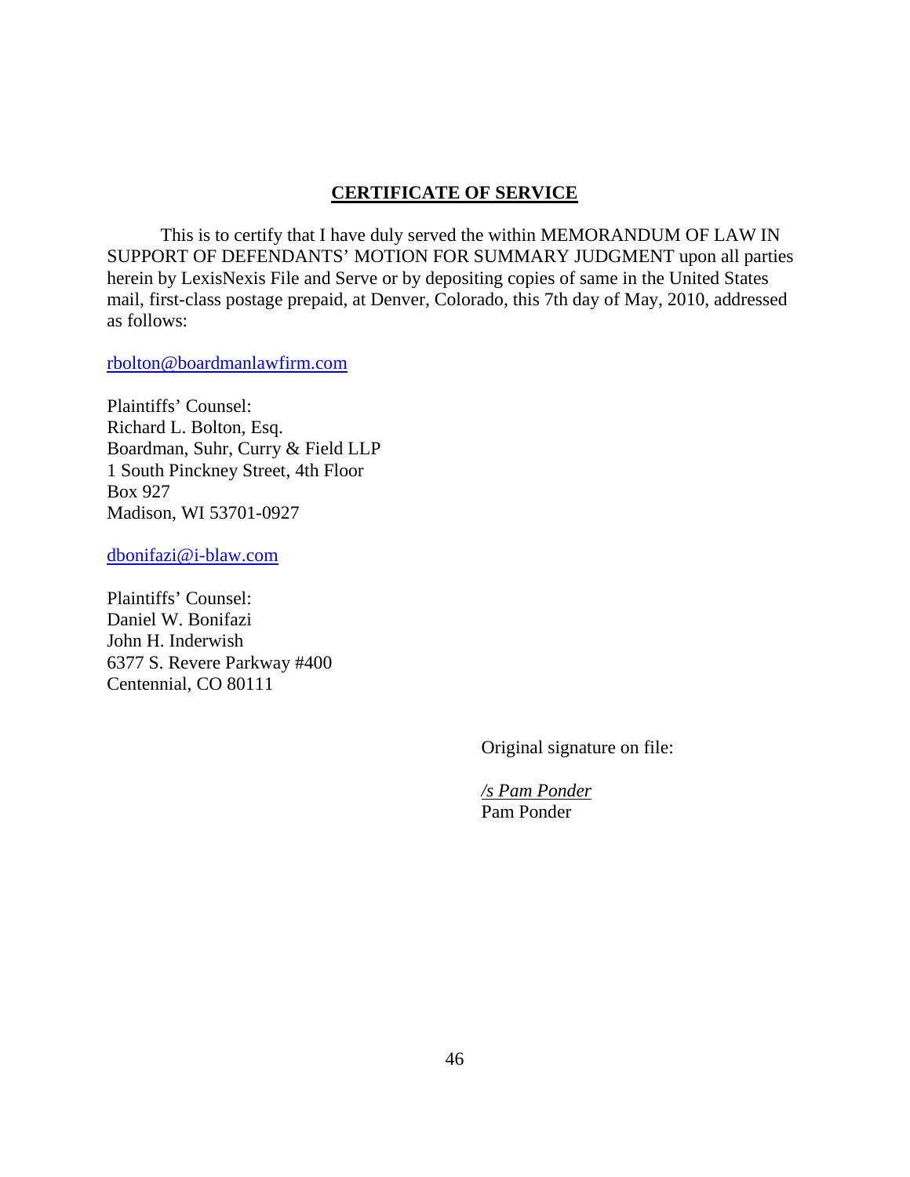## **CERTIFICATE OF SERVICE**

This is to certify that I have duly served the within MEMORANDUM OF LAW IN SUPPORT OF DEFENDANTS' MOTION FOR SUMMARY JUDGMENT upon all parties herein by LexisNexis File and Serve or by depositing copies of same in the United States mail, first-class postage prepaid, at Denver, Colorado, this 7th day of May, 2010, addressed as follows:

rbolton@boardmanlawfirm.com

Plaintiffs' Counsel:
Richard L. Bolton, Esq.
Boardman, Suhr, Curry & Field LLP
1 South Pinckney Street, 4th Floor
Box 927
Madison, WI 53701-0927

dbonifazi@i-blaw.com

Plaintiffs' Counsel:
Daniel W. Bonifazi
John H. Inderwish
6377 S. Revere Parkway #400
Centennial, CO 80111

Original signature on file:

*/s Pam Ponder*
Pam Ponder